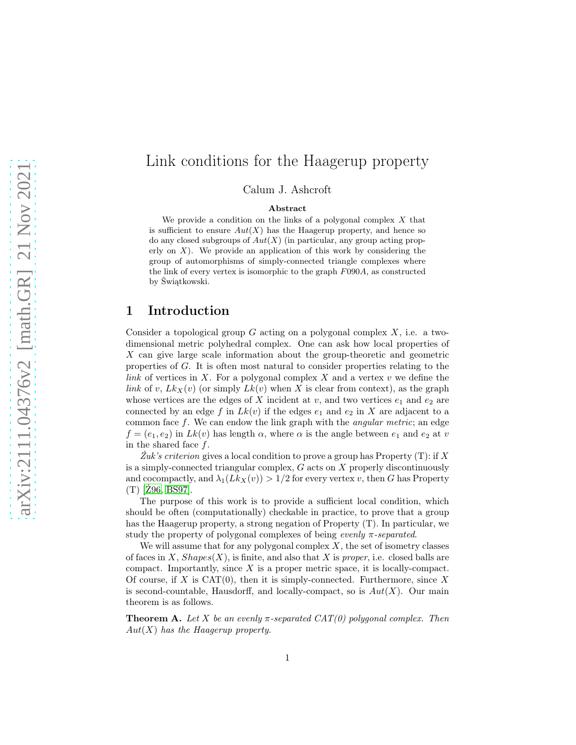# Link conditions for the Haagerup property

Calum J. Ashcroft

**Abstract**

We provide a condition on the links of a polygonal complex $X$ that is sufficient to ensure $Aut(X)$ has the Haagerup property, and hence so do any closed subgroups of $Aut(X)$ (in particular, any group acting properly on $X$). We provide an application of this work by considering the group of automorphisms of simply-connected triangle complexes where the link of every vertex is isomorphic to the graph $F090A$, as constructed by Świątkowski.

## 1 Introduction

Consider a topological group $G$ acting on a polygonal complex $X$, i.e. a two-dimensional metric polyhedral complex. One can ask how local properties of $X$ can give large scale information about the group-theoretic and geometric properties of $G$. It is often most natural to consider properties relating to the *link* of vertices in $X$. For a polygonal complex $X$ and a vertex $v$ we define the *link* of $v$, $Lk_X(v)$ (or simply $Lk(v)$ when $X$ is clear from context), as the graph whose vertices are the edges of $X$ incident at $v$, and two vertices $e_1$ and $e_2$ are connected by an edge $f$ in $Lk(v)$ if the edges $e_1$ and $e_2$ in $X$ are adjacent to a common face $f$. We can endow the link graph with the *angular metric*; an edge $f = (e_1, e_2)$ in $Lk(v)$ has length $\alpha$, where $\alpha$ is the angle between $e_1$ and $e_2$ at $v$ in the shared face $f$.

*Żuk's criterion* gives a local condition to prove a group has Property (T): if $X$ is a simply-connected triangular complex, $G$ acts on $X$ properly discontinuously and cocompactly, and $\lambda_1(Lk_X(v)) > 1/2$ for every vertex $v$, then $G$ has Property (T) [Ż96, BS97].

The purpose of this work is to provide a sufficient local condition, which should be often (computationally) checkable in practice, to prove that a group has the Haagerup property, a strong negation of Property (T). In particular, we study the property of polygonal complexes of being *evenly $\pi$-separated*.

We will assume that for any polygonal complex $X$, the set of isometry classes of faces in $X$, $Shapes(X)$, is finite, and also that $X$ is *proper*, i.e. closed balls are compact. Importantly, since $X$ is a proper metric space, it is locally-compact. Of course, if $X$ is CAT(0), then it is simply-connected. Furthermore, since $X$ is second-countable, Hausdorff, and locally-compact, so is $Aut(X)$. Our main theorem is as follows.

**Theorem A.** *Let $X$ be an evenly $\pi$-separated CAT(0) polygonal complex. Then $Aut(X)$ has the Haagerup property.*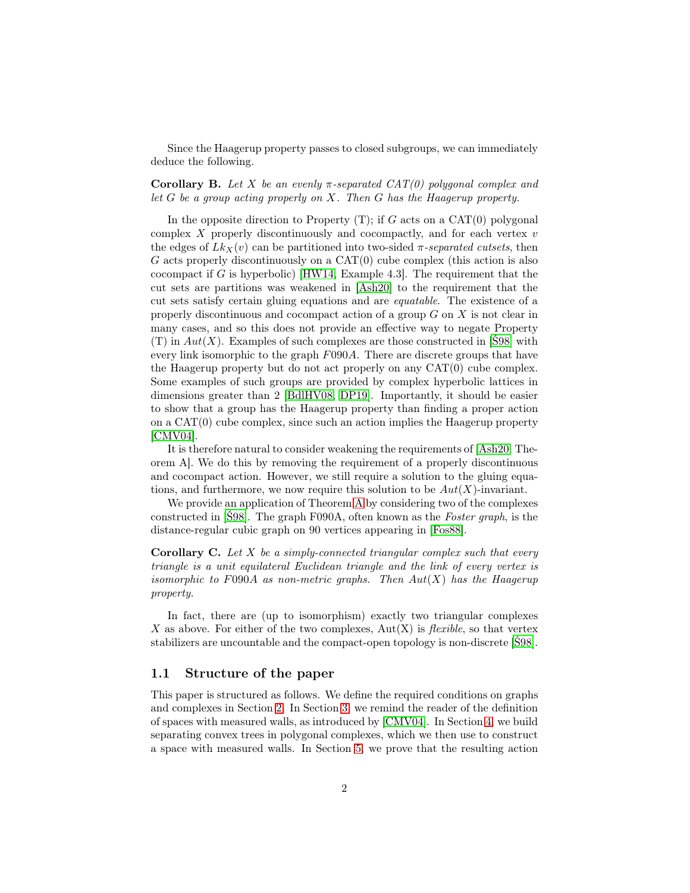Since the Haagerup property passes to closed subgroups, we can immediately deduce the following.

**Corollary B.** *Let $X$ be an evenly $\pi$-separated CAT(0) polygonal complex and let $G$ be a group acting properly on $X$. Then $G$ has the Haagerup property.*

In the opposite direction to Property (T); if $G$ acts on a CAT(0) polygonal complex $X$ properly discontinuously and cocompactly, and for each vertex $v$ the edges of $Lk_X(v)$ can be partitioned into two-sided *$\pi$-separated cutsets*, then $G$ acts properly discontinuously on a CAT(0) cube complex (this action is also cocompact if $G$ is hyperbolic) [HW14, Example 4.3]. The requirement that the cut sets are partitions was weakened in [Ash20] to the requirement that the cut sets satisfy certain gluing equations and are *equatable*. The existence of a properly discontinuous and cocompact action of a group $G$ on $X$ is not clear in many cases, and so this does not provide an effective way to negate Property (T) in $Aut(X)$. Examples of such complexes are those constructed in [Ś98] with every link isomorphic to the graph $F090A$. There are discrete groups that have the Haagerup property but do not act properly on any CAT(0) cube complex. Some examples of such groups are provided by complex hyperbolic lattices in dimensions greater than 2 [BdlHV08, DP19]. Importantly, it should be easier to show that a group has the Haagerup property than finding a proper action on a CAT(0) cube complex, since such an action implies the Haagerup property [CMV04].

It is therefore natural to consider weakening the requirements of [Ash20, Theorem A]. We do this by removing the requirement of a properly discontinuous and cocompact action. However, we still require a solution to the gluing equations, and furthermore, we now require this solution to be $Aut(X)$-invariant.

We provide an application of Theorem A by considering two of the complexes constructed in [Ś98]. The graph F090A, often known as the *Foster graph*, is the distance-regular cubic graph on 90 vertices appearing in [Fos88].

**Corollary C.** *Let $X$ be a simply-connected triangular complex such that every triangle is a unit equilateral Euclidean triangle and the link of every vertex is isomorphic to $F090A$ as non-metric graphs. Then $Aut(X)$ has the Haagerup property.*

In fact, there are (up to isomorphism) exactly two triangular complexes $X$ as above. For either of the two complexes, Aut(X) is *flexible*, so that vertex stabilizers are uncountable and the compact-open topology is non-discrete [Ś98].

## 1.1 Structure of the paper

This paper is structured as follows. We define the required conditions on graphs and complexes in Section 2. In Section 3, we remind the reader of the definition of spaces with measured walls, as introduced by [CMV04]. In Section 4, we build separating convex trees in polygonal complexes, which we then use to construct a space with measured walls. In Section 5, we prove that the resulting action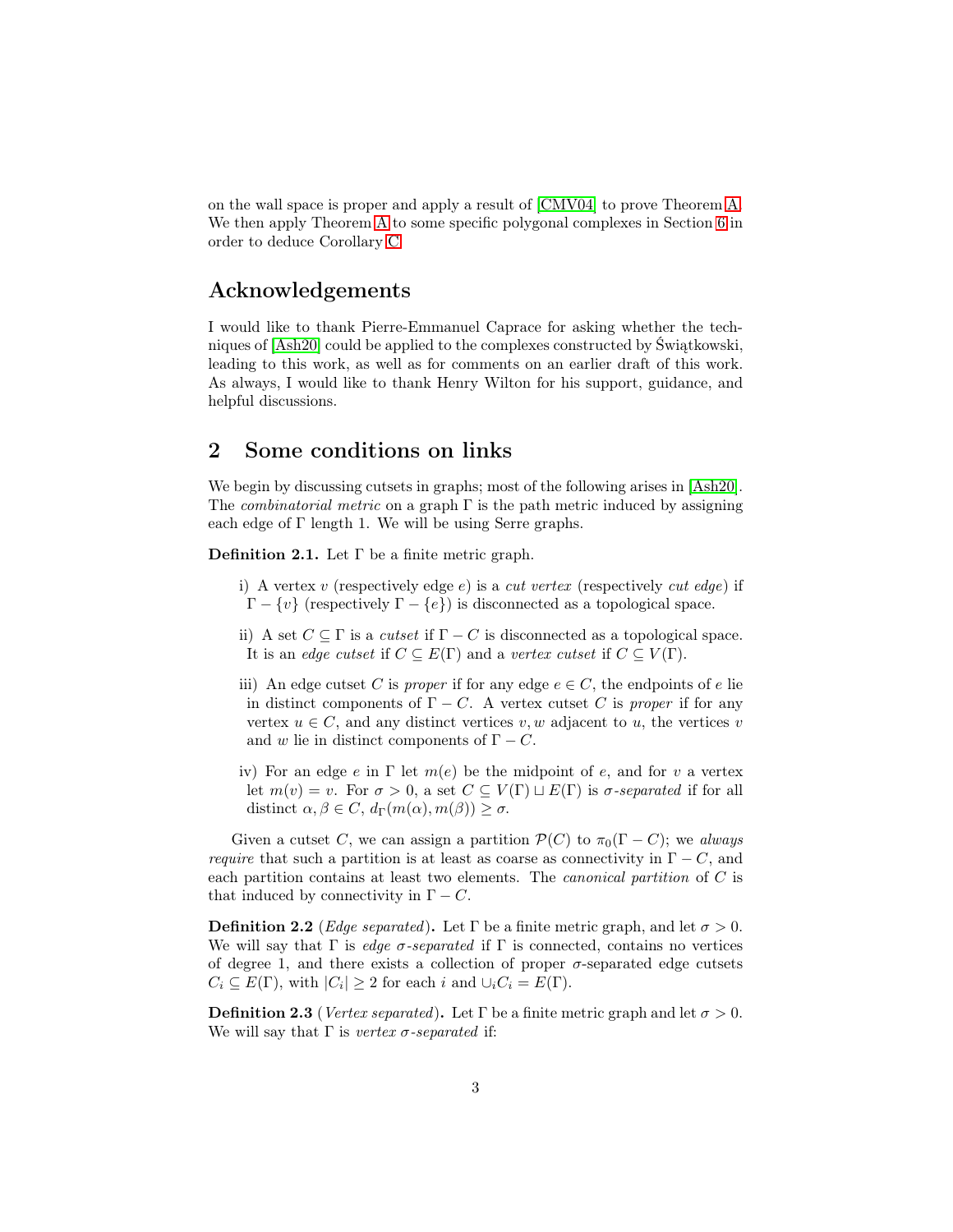on the wall space is proper and apply a result of [CMV04] to prove Theorem A. We then apply Theorem A to some specific polygonal complexes in Section 6 in order to deduce Corollary C.

## Acknowledgements

I would like to thank Pierre-Emmanuel Caprace for asking whether the techniques of [Ash20] could be applied to the complexes constructed by Świątkowski, leading to this work, as well as for comments on an earlier draft of this work. As always, I would like to thank Henry Wilton for his support, guidance, and helpful discussions.

## 2 Some conditions on links

We begin by discussing cutsets in graphs; most of the following arises in [Ash20]. The *combinatorial metric* on a graph $\Gamma$ is the path metric induced by assigning each edge of $\Gamma$ length 1. We will be using Serre graphs.

**Definition 2.1.** Let $\Gamma$ be a finite metric graph.

i) A vertex $v$ (respectively edge $e$) is a *cut vertex* (respectively *cut edge*) if $\Gamma - \{v\}$ (respectively $\Gamma - \{e\}$) is disconnected as a topological space.

ii) A set $C \subseteq \Gamma$ is a *cutset* if $\Gamma - C$ is disconnected as a topological space. It is an *edge cutset* if $C \subseteq E(\Gamma)$ and a *vertex cutset* if $C \subseteq V(\Gamma)$.

iii) An edge cutset $C$ is *proper* if for any edge $e \in C$, the endpoints of $e$ lie in distinct components of $\Gamma - C$. A vertex cutset $C$ is *proper* if for any vertex $u \in C$, and any distinct vertices $v, w$ adjacent to $u$, the vertices $v$ and $w$ lie in distinct components of $\Gamma - C$.

iv) For an edge $e$ in $\Gamma$ let $m(e)$ be the midpoint of $e$, and for $v$ a vertex let $m(v) = v$. For $\sigma > 0$, a set $C \subseteq V(\Gamma) \sqcup E(\Gamma)$ is *$\sigma$-separated* if for all distinct $\alpha, \beta \in C$, $d_\Gamma(m(\alpha), m(\beta)) \geq \sigma$.

Given a cutset $C$, we can assign a partition $\mathcal{P}(C)$ to $\pi_0(\Gamma - C)$; we *always require* that such a partition is at least as coarse as connectivity in $\Gamma - C$, and each partition contains at least two elements. The *canonical partition* of $C$ is that induced by connectivity in $\Gamma - C$.

**Definition 2.2** (*Edge separated*)**.** Let $\Gamma$ be a finite metric graph, and let $\sigma > 0$. We will say that $\Gamma$ is *edge $\sigma$-separated* if $\Gamma$ is connected, contains no vertices of degree 1, and there exists a collection of proper $\sigma$-separated edge cutsets $C_i \subseteq E(\Gamma)$, with $|C_i| \geq 2$ for each $i$ and $\cup_i C_i = E(\Gamma)$.

**Definition 2.3** (*Vertex separated*)**.** Let $\Gamma$ be a finite metric graph and let $\sigma > 0$. We will say that $\Gamma$ is *vertex $\sigma$-separated* if: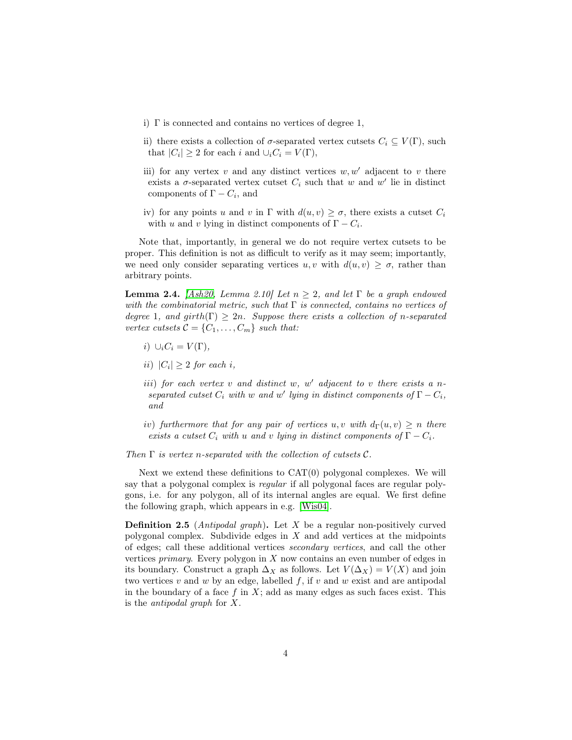i) $\Gamma$ is connected and contains no vertices of degree 1,

ii) there exists a collection of $\sigma$-separated vertex cutsets $C_i \subseteq V(\Gamma)$, such that $|C_i| \geq 2$ for each $i$ and $\cup_i C_i = V(\Gamma)$,

iii) for any vertex $v$ and any distinct vertices $w, w'$ adjacent to $v$ there exists a $\sigma$-separated vertex cutset $C_i$ such that $w$ and $w'$ lie in distinct components of $\Gamma - C_i$, and

iv) for any points $u$ and $v$ in $\Gamma$ with $d(u, v) \geq \sigma$, there exists a cutset $C_i$ with $u$ and $v$ lying in distinct components of $\Gamma - C_i$.

Note that, importantly, in general we do not require vertex cutsets to be proper. This definition is not as difficult to verify as it may seem; importantly, we need only consider separating vertices $u, v$ with $d(u, v) \geq \sigma$, rather than arbitrary points.

**Lemma 2.4.** [Ash20, Lemma 2.10] *Let $n \geq 2$, and let $\Gamma$ be a graph endowed with the combinatorial metric, such that $\Gamma$ is connected, contains no vertices of degree 1, and $girth(\Gamma) \geq 2n$. Suppose there exists a collection of $n$-separated vertex cutsets $\mathcal{C} = \{C_1, \ldots, C_m\}$ such that:*

*i) $\cup_i C_i = V(\Gamma)$,*

*ii) $|C_i| \geq 2$ for each $i$,*

*iii) for each vertex $v$ and distinct $w$, $w'$ adjacent to $v$ there exists a $n$-separated cutset $C_i$ with $w$ and $w'$ lying in distinct components of $\Gamma - C_i$, and*

*iv) furthermore that for any pair of vertices $u, v$ with $d_\Gamma(u, v) \geq n$ there exists a cutset $C_i$ with $u$ and $v$ lying in distinct components of $\Gamma - C_i$.*

*Then $\Gamma$ is vertex $n$-separated with the collection of cutsets $\mathcal{C}$.*

Next we extend these definitions to CAT(0) polygonal complexes. We will say that a polygonal complex is *regular* if all polygonal faces are regular polygons, i.e. for any polygon, all of its internal angles are equal. We first define the following graph, which appears in e.g. [Wis04].

**Definition 2.5** (*Antipodal graph*)**.** Let $X$ be a regular non-positively curved polygonal complex. Subdivide edges in $X$ and add vertices at the midpoints of edges; call these additional vertices *secondary vertices*, and call the other vertices *primary*. Every polygon in $X$ now contains an even number of edges in its boundary. Construct a graph $\Delta_X$ as follows. Let $V(\Delta_X) = V(X)$ and join two vertices $v$ and $w$ by an edge, labelled $f$, if $v$ and $w$ exist and are antipodal in the boundary of a face $f$ in $X$; add as many edges as such faces exist. This is the *antipodal graph* for $X$.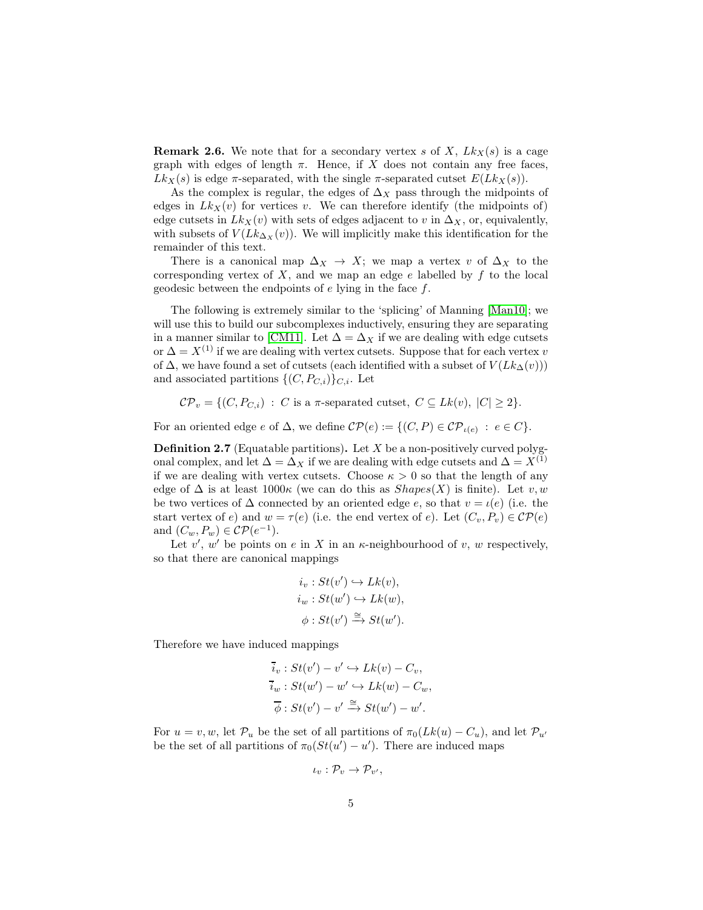**Remark 2.6.** We note that for a secondary vertex $s$ of $X$, $Lk_X(s)$ is a cage graph with edges of length $\pi$. Hence, if $X$ does not contain any free faces, $Lk_X(s)$ is edge $\pi$-separated, with the single $\pi$-separated cutset $E(Lk_X(s))$.

As the complex is regular, the edges of $\Delta_X$ pass through the midpoints of edges in $Lk_X(v)$ for vertices $v$. We can therefore identify (the midpoints of) edge cutsets in $Lk_X(v)$ with sets of edges adjacent to $v$ in $\Delta_X$, or, equivalently, with subsets of $V(Lk_{\Delta_X}(v))$. We will implicitly make this identification for the remainder of this text.

There is a canonical map $\Delta_X \to X$; we map a vertex $v$ of $\Delta_X$ to the corresponding vertex of $X$, and we map an edge $e$ labelled by $f$ to the local geodesic between the endpoints of $e$ lying in the face $f$.

The following is extremely similar to the 'splicing' of Manning [Man10]; we will use this to build our subcomplexes inductively, ensuring they are separating in a manner similar to [CM11]. Let $\Delta = \Delta_X$ if we are dealing with edge cutsets or $\Delta = X^{(1)}$ if we are dealing with vertex cutsets. Suppose that for each vertex $v$ of $\Delta$, we have found a set of cutsets (each identified with a subset of $V(Lk_\Delta(v))$) and associated partitions $\{(C, P_{C,i})\}_{C,i}$. Let

$$\mathcal{CP}_v = \{(C, P_{C,i}) \;:\; C \text{ is a } \pi\text{-separated cutset},\; C \subseteq Lk(v),\; |C| \geq 2\}.$$

For an oriented edge $e$ of $\Delta$, we define $\mathcal{CP}(e) := \{(C, P) \in \mathcal{CP}_{\iota(e)} \;:\; e \in C\}$.

**Definition 2.7** (Equatable partitions)**.** Let $X$ be a non-positively curved polygonal complex, and let $\Delta = \Delta_X$ if we are dealing with edge cutsets and $\Delta = X^{(1)}$ if we are dealing with vertex cutsets. Choose $\kappa > 0$ so that the length of any edge of $\Delta$ is at least $1000\kappa$ (we can do this as $Shapes(X)$ is finite). Let $v, w$ be two vertices of $\Delta$ connected by an oriented edge $e$, so that $v = \iota(e)$ (i.e. the start vertex of $e$) and $w = \tau(e)$ (i.e. the end vertex of $e$). Let $(C_v, P_v) \in \mathcal{CP}(e)$ and $(C_w, P_w) \in \mathcal{CP}(e^{-1})$.

Let $v'$, $w'$ be points on $e$ in $X$ in an $\kappa$-neighbourhood of $v$, $w$ respectively, so that there are canonical mappings

$$\begin{aligned}
i_v &: St(v') \hookrightarrow Lk(v),\\
i_w &: St(w') \hookrightarrow Lk(w),\\
\phi &: St(v') \xrightarrow{\cong} St(w').
\end{aligned}$$

Therefore we have induced mappings

$$\begin{aligned}
\overline{i}_v &: St(v') - v' \hookrightarrow Lk(v) - C_v,\\
\overline{i}_w &: St(w') - w' \hookrightarrow Lk(w) - C_w,\\
\overline{\phi} &: St(v') - v' \xrightarrow{\cong} St(w') - w'.
\end{aligned}$$

For $u = v, w$, let $\mathcal{P}_u$ be the set of all partitions of $\pi_0(Lk(u) - C_u)$, and let $\mathcal{P}_{u'}$ be the set of all partitions of $\pi_0(St(u') - u')$. There are induced maps

$$\iota_v : \mathcal{P}_v \to \mathcal{P}_{v'},$$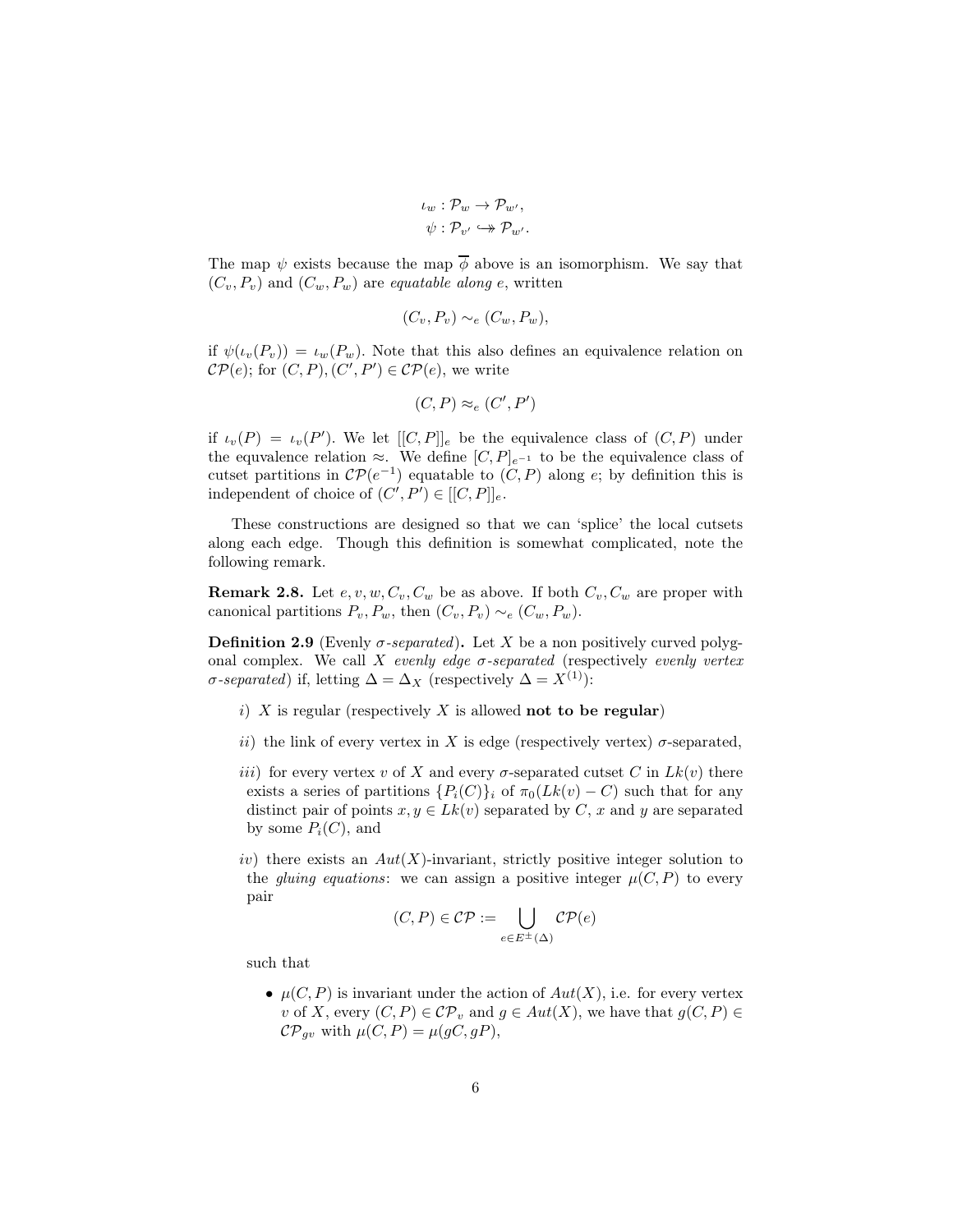$$\iota_w : \mathcal{P}_w \to \mathcal{P}_{w'},$$
$$\psi : \mathcal{P}_{v'} \hookrightarrow\!\!\!\!\!\rightarrow \mathcal{P}_{w'}.$$

The map $\psi$ exists because the map $\overline{\phi}$ above is an isomorphism. We say that $(C_v, P_v)$ and $(C_w, P_w)$ are *equatable along* $e$, written

$$(C_v, P_v) \sim_e (C_w, P_w),$$

if $\psi(\iota_v(P_v)) = \iota_w(P_w)$. Note that this also defines an equivalence relation on $\mathcal{CP}(e)$; for $(C, P), (C', P') \in \mathcal{CP}(e)$, we write

$$(C, P) \approx_e (C', P')$$

if $\iota_v(P) = \iota_v(P')$. We let $[[C, P]]_e$ be the equivalence class of $(C, P)$ under the equvalence relation $\approx$. We define $[C, P]_{e^{-1}}$ to be the equivalence class of cutset partitions in $\mathcal{CP}(e^{-1})$ equatable to $(C, P)$ along $e$; by definition this is independent of choice of $(C', P') \in [[C, P]]_e$.

These constructions are designed so that we can 'splice' the local cutsets along each edge. Though this definition is somewhat complicated, note the following remark.

**Remark 2.8.** Let $e, v, w, C_v, C_w$ be as above. If both $C_v, C_w$ are proper with canonical partitions $P_v, P_w$, then $(C_v, P_v) \sim_e (C_w, P_w)$.

**Definition 2.9** (Evenly $\sigma$-*separated*)**.** Let $X$ be a non positively curved polygonal complex. We call $X$ *evenly edge* $\sigma$*-separated* (respectively *evenly vertex* $\sigma$*-separated*) if, letting $\Delta = \Delta_X$ (respectively $\Delta = X^{(1)}$):

*i*) $X$ is regular (respectively $X$ is allowed **not to be regular**)

*ii*) the link of every vertex in $X$ is edge (respectively vertex) $\sigma$-separated,

*iii*) for every vertex $v$ of $X$ and every $\sigma$-separated cutset $C$ in $Lk(v)$ there exists a series of partitions $\{P_i(C)\}_i$ of $\pi_0(Lk(v) - C)$ such that for any distinct pair of points $x, y \in Lk(v)$ separated by $C$, $x$ and $y$ are separated by some $P_i(C)$, and

*iv*) there exists an $Aut(X)$-invariant, strictly positive integer solution to the *gluing equations*: we can assign a positive integer $\mu(C, P)$ to every pair

$$(C, P) \in \mathcal{CP} := \bigcup_{e \in E^{\pm}(\Delta)} \mathcal{CP}(e)$$

such that

- $\mu(C, P)$ is invariant under the action of $Aut(X)$, i.e. for every vertex $v$ of $X$, every $(C, P) \in \mathcal{CP}_v$ and $g \in Aut(X)$, we have that $g(C, P) \in \mathcal{CP}_{gv}$ with $\mu(C, P) = \mu(gC, gP)$,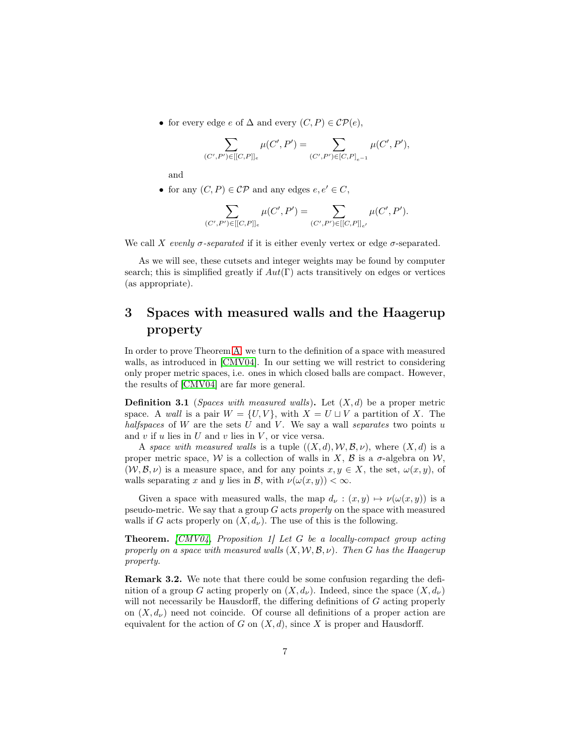- for every edge $e$ of $\Delta$ and every $(C, P) \in \mathcal{CP}(e)$,

$$\sum_{(C',P') \in [[C,P]]_e} \mu(C', P') = \sum_{(C',P') \in [C,P]_{e^{-1}}} \mu(C', P'),$$

and

- for any $(C, P) \in \mathcal{CP}$ and any edges $e, e' \in C$,

$$\sum_{(C',P') \in [[C,P]]_e} \mu(C', P') = \sum_{(C',P') \in [[C,P]]_{e'}} \mu(C', P').$$

We call $X$ *evenly $\sigma$-separated* if it is either evenly vertex or edge $\sigma$-separated.

As we will see, these cutsets and integer weights may be found by computer search; this is simplified greatly if $Aut(\Gamma)$ acts transitively on edges or vertices (as appropriate).

# 3 Spaces with measured walls and the Haagerup property

In order to prove Theorem A, we turn to the definition of a space with measured walls, as introduced in [CMV04]. In our setting we will restrict to considering only proper metric spaces, i.e. ones in which closed balls are compact. However, the results of [CMV04] are far more general.

**Definition 3.1** (*Spaces with measured walls*)**.** Let $(X, d)$ be a proper metric space. A *wall* is a pair $W = \{U, V\}$, with $X = U \sqcup V$ a partition of $X$. The *halfspaces* of $W$ are the sets $U$ and $V$. We say a wall *separates* two points $u$ and $v$ if $u$ lies in $U$ and $v$ lies in $V$, or vice versa.

A *space with measured walls* is a tuple $((X, d), \mathcal{W}, \mathcal{B}, \nu)$, where $(X, d)$ is a proper metric space, $\mathcal{W}$ is a collection of walls in $X$, $\mathcal{B}$ is a $\sigma$-algebra on $\mathcal{W}$, $(\mathcal{W}, \mathcal{B}, \nu)$ is a measure space, and for any points $x, y \in X$, the set, $\omega(x, y)$, of walls separating $x$ and $y$ lies in $\mathcal{B}$, with $\nu(\omega(x, y)) < \infty$.

Given a space with measured walls, the map $d_\nu : (x, y) \mapsto \nu(\omega(x, y))$ is a pseudo-metric. We say that a group $G$ acts *properly* on the space with measured walls if $G$ acts properly on $(X, d_\nu)$. The use of this is the following.

**Theorem.** *[CMV04, Proposition 1] Let $G$ be a locally-compact group acting properly on a space with measured walls $(X, \mathcal{W}, \mathcal{B}, \nu)$. Then $G$ has the Haagerup property.*

**Remark 3.2.** We note that there could be some confusion regarding the definition of a group $G$ acting properly on $(X, d_\nu)$. Indeed, since the space $(X, d_\nu)$ will not necessarily be Hausdorff, the differing definitions of $G$ acting properly on $(X, d_\nu)$ need not coincide. Of course all definitions of a proper action are equivalent for the action of $G$ on $(X, d)$, since $X$ is proper and Hausdorff.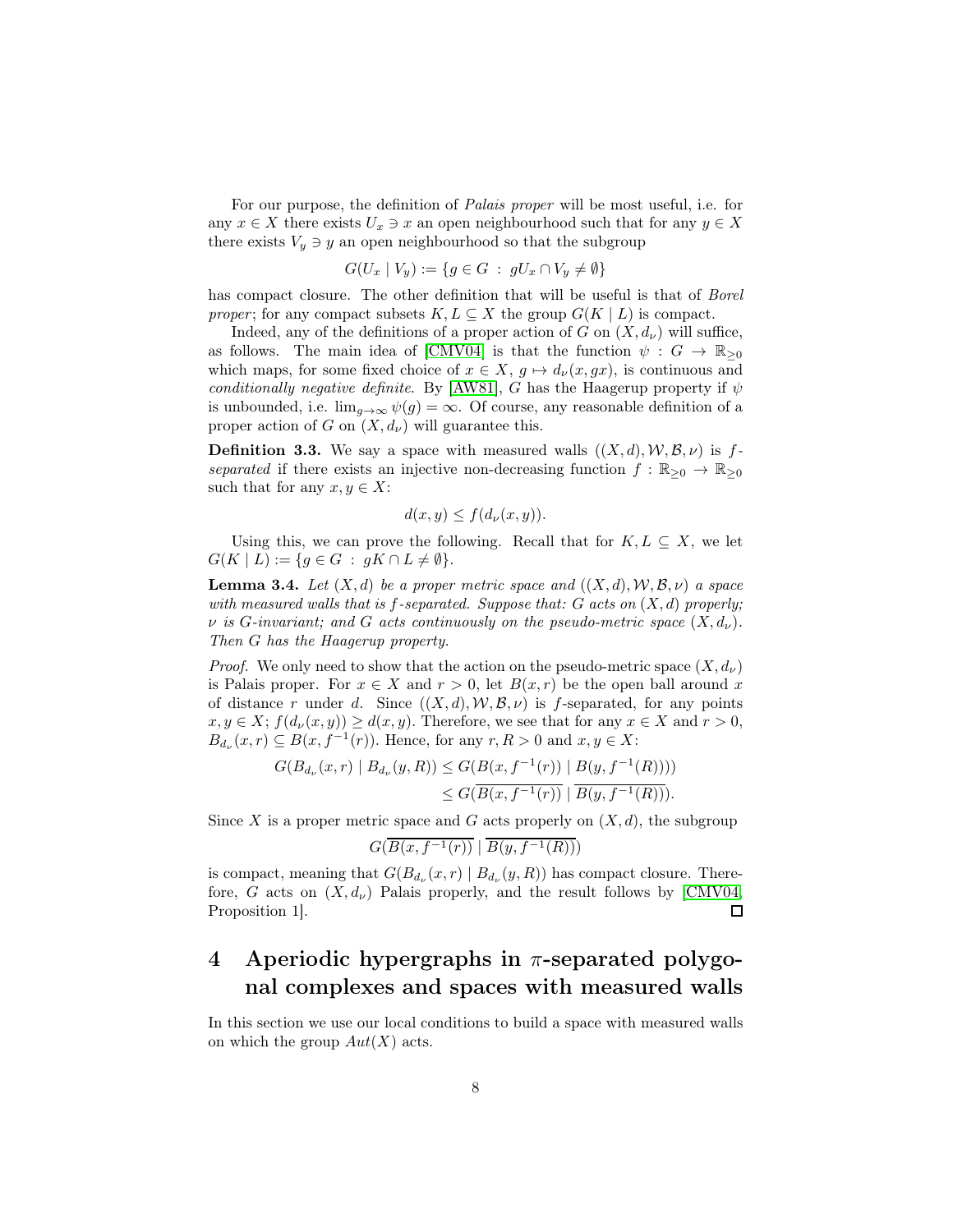For our purpose, the definition of *Palais proper* will be most useful, i.e. for any $x \in X$ there exists $U_x \ni x$ an open neighbourhood such that for any $y \in X$ there exists $V_y \ni y$ an open neighbourhood so that the subgroup

$$G(U_x \mid V_y) := \{g \in G \ : \ gU_x \cap V_y \neq \emptyset\}$$

has compact closure. The other definition that will be useful is that of *Borel proper*; for any compact subsets $K, L \subseteq X$ the group $G(K \mid L)$ is compact.

Indeed, any of the definitions of a proper action of $G$ on $(X, d_\nu)$ will suffice, as follows. The main idea of [CMV04] is that the function $\psi : G \to \mathbb{R}_{\geq 0}$ which maps, for some fixed choice of $x \in X$, $g \mapsto d_\nu(x, gx)$, is continuous and *conditionally negative definite*. By [AW81], $G$ has the Haagerup property if $\psi$ is unbounded, i.e. $\lim_{g \to \infty} \psi(g) = \infty$. Of course, any reasonable definition of a proper action of $G$ on $(X, d_\nu)$ will guarantee this.

**Definition 3.3.** We say a space with measured walls $((X, d), \mathcal{W}, \mathcal{B}, \nu)$ is $f$-*separated* if there exists an injective non-decreasing function $f : \mathbb{R}_{\geq 0} \to \mathbb{R}_{\geq 0}$ such that for any $x, y \in X$:

$$d(x, y) \leq f(d_\nu(x, y)).$$

Using this, we can prove the following. Recall that for $K, L \subseteq X$, we let $G(K \mid L) := \{g \in G \ : \ gK \cap L \neq \emptyset\}$.

**Lemma 3.4.** *Let $(X, d)$ be a proper metric space and $((X, d), \mathcal{W}, \mathcal{B}, \nu)$ a space with measured walls that is $f$-separated. Suppose that: $G$ acts on $(X, d)$ properly; $\nu$ is $G$-invariant; and $G$ acts continuously on the pseudo-metric space $(X, d_\nu)$. Then $G$ has the Haagerup property.*

*Proof.* We only need to show that the action on the pseudo-metric space $(X, d_\nu)$ is Palais proper. For $x \in X$ and $r > 0$, let $B(x, r)$ be the open ball around $x$ of distance $r$ under $d$. Since $((X, d), \mathcal{W}, \mathcal{B}, \nu)$ is $f$-separated, for any points $x, y \in X$; $f(d_\nu(x, y)) \geq d(x, y)$. Therefore, we see that for any $x \in X$ and $r > 0$, $B_{d_\nu}(x, r) \subseteq B(x, f^{-1}(r))$. Hence, for any $r, R > 0$ and $x, y \in X$:

$$\begin{aligned} G(B_{d_\nu}(x, r) \mid B_{d_\nu}(y, R)) &\leq G(B(x, f^{-1}(r)) \mid B(y, f^{-1}(R)))) \\ &\leq G(\overline{B(x, f^{-1}(r))} \mid \overline{B(y, f^{-1}(R))}). \end{aligned}$$

Since $X$ is a proper metric space and $G$ acts properly on $(X, d)$, the subgroup

$$G(\overline{B(x, f^{-1}(r))} \mid \overline{B(y, f^{-1}(R))})$$

is compact, meaning that $G(B_{d_\nu}(x, r) \mid B_{d_\nu}(y, R))$ has compact closure. Therefore, $G$ acts on $(X, d_\nu)$ Palais properly, and the result follows by [CMV04, Proposition 1]. $\square$

# 4 Aperiodic hypergraphs in $\pi$-separated polygonal complexes and spaces with measured walls

In this section we use our local conditions to build a space with measured walls on which the group $Aut(X)$ acts.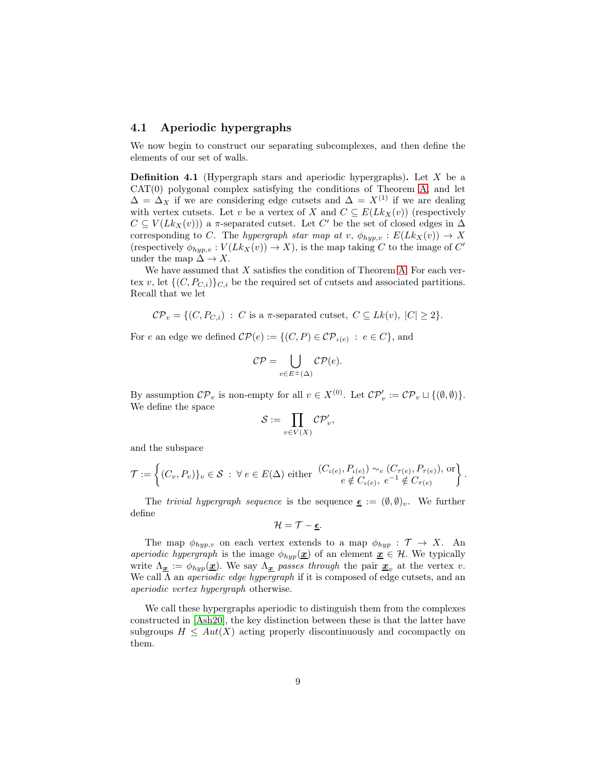### 4.1 Aperiodic hypergraphs

We now begin to construct our separating subcomplexes, and then define the elements of our set of walls.

**Definition 4.1** (Hypergraph stars and aperiodic hypergraphs)**.** Let $X$ be a CAT(0) polygonal complex satisfying the conditions of Theorem A, and let $\Delta = \Delta_X$ if we are considering edge cutsets and $\Delta = X^{(1)}$ if we are dealing with vertex cutsets. Let $v$ be a vertex of $X$ and $C \subseteq E(Lk_X(v))$ (respectively $C \subseteq V(Lk_X(v))$) a $\pi$-separated cutset. Let $C'$ be the set of closed edges in $\Delta$ corresponding to $C$. The *hypergraph star map at* $v$, $\phi_{hyp,v} : E(Lk_X(v)) \to X$ (respectively $\phi_{hyp,v} : V(Lk_X(v)) \to X$), is the map taking $C$ to the image of $C'$ under the map $\Delta \to X$.

We have assumed that $X$ satisfies the condition of Theorem A. For each vertex $v$, let $\{(C, P_{C,i})\}_{C,i}$ be the required set of cutsets and associated partitions. Recall that we let

$$\mathcal{CP}_v = \{(C, P_{C,i}) \ : \ C \text{ is a } \pi\text{-separated cutset, } C \subseteq Lk(v), \ |C| \geq 2\}.$$

For $e$ an edge we defined $\mathcal{CP}(e) := \{(C, P) \in \mathcal{CP}_{\iota(e)} \ : \ e \in C\}$, and

$$\mathcal{CP} = \bigcup_{e \in E^{\pm}(\Delta)} \mathcal{CP}(e).$$

By assumption $\mathcal{CP}_v$ is non-empty for all $v \in X^{(0)}$. Let $\mathcal{CP}'_v := \mathcal{CP}_v \sqcup \{(\emptyset, \emptyset)\}$. We define the space

$$\mathcal{S} := \prod_{v \in V(X)} \mathcal{CP}'_v,$$

and the subspace

$$\mathcal{T} := \left\{ (C_v, P_v)\}_v \in \mathcal{S} \ : \ \forall \ e \in E(\Delta) \text{ either } \begin{array}{c} (C_{\iota(e)}, P_{\iota(e)}) \sim_e (C_{\tau(e)}, P_{\tau(e)}), \text{ or} \\ e \notin C_{\iota(e)}, \ e^{-1} \notin C_{\tau(e)} \end{array} \right\}.$$

The *trivial hypergraph sequence* is the sequence $\underline{\boldsymbol{\epsilon}} := (\emptyset, \emptyset)_v$. We further define

$$\mathcal{H} = \mathcal{T} - \underline{\boldsymbol{\epsilon}}.$$

The map $\phi_{hyp,v}$ on each vertex extends to a map $\phi_{hyp} : \mathcal{T} \to X$. An *aperiodic hypergraph* is the image $\phi_{hyp}(\underline{\boldsymbol{x}})$ of an element $\underline{\boldsymbol{x}} \in \mathcal{H}$. We typically write $\Lambda_{\underline{\boldsymbol{x}}} := \phi_{hyp}(\underline{\boldsymbol{x}})$. We say $\Lambda_{\underline{\boldsymbol{x}}}$ *passes through* the pair $\underline{\boldsymbol{x}}_v$ at the vertex $v$. We call $\Lambda$ an *aperiodic edge hypergraph* if it is composed of edge cutsets, and an *aperiodic vertex hypergraph* otherwise.

We call these hypergraphs aperiodic to distinguish them from the complexes constructed in [Ash20], the key distinction between these is that the latter have subgroups $H \leq Aut(X)$ acting properly discontinuously and cocompactly on them.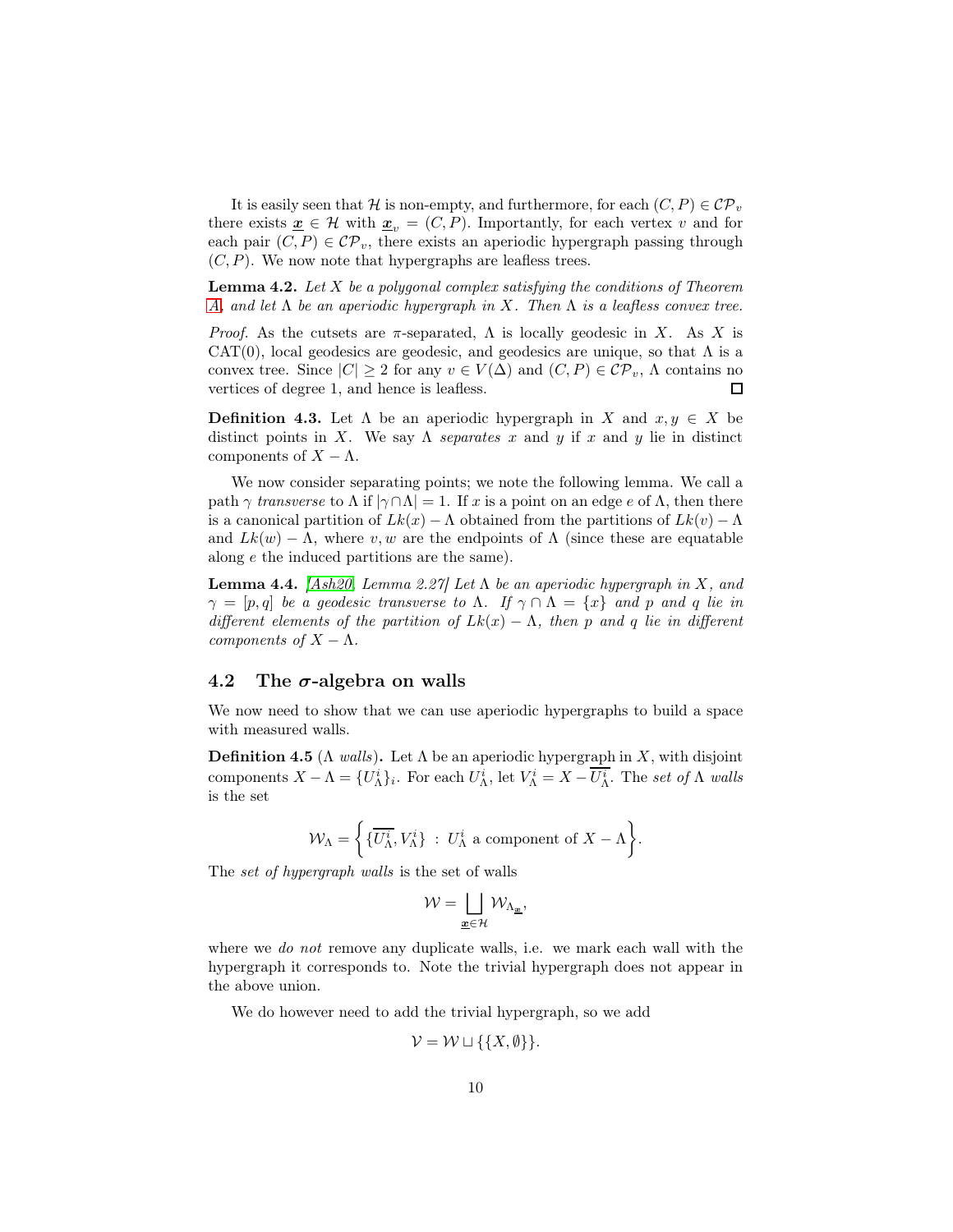It is easily seen that $\mathcal{H}$ is non-empty, and furthermore, for each $(C, P) \in \mathcal{CP}_v$ there exists $\underline{\boldsymbol{x}} \in \mathcal{H}$ with $\underline{\boldsymbol{x}}_v = (C, P)$. Importantly, for each vertex $v$ and for each pair $(C, P) \in \mathcal{CP}_v$, there exists an aperiodic hypergraph passing through $(C, P)$. We now note that hypergraphs are leafless trees.

**Lemma 4.2.** *Let $X$ be a polygonal complex satisfying the conditions of Theorem A, and let $\Lambda$ be an aperiodic hypergraph in $X$. Then $\Lambda$ is a leafless convex tree.*

*Proof.* As the cutsets are $\pi$-separated, $\Lambda$ is locally geodesic in $X$. As $X$ is CAT(0), local geodesics are geodesic, and geodesics are unique, so that $\Lambda$ is a convex tree. Since $|C| \geq 2$ for any $v \in V(\Delta)$ and $(C, P) \in \mathcal{CP}_v$, $\Lambda$ contains no vertices of degree 1, and hence is leafless. □

**Definition 4.3.** Let $\Lambda$ be an aperiodic hypergraph in $X$ and $x, y \in X$ be distinct points in $X$. We say $\Lambda$ *separates* $x$ and $y$ if $x$ and $y$ lie in distinct components of $X - \Lambda$.

We now consider separating points; we note the following lemma. We call a path $\gamma$ *transverse* to $\Lambda$ if $|\gamma \cap \Lambda| = 1$. If $x$ is a point on an edge $e$ of $\Lambda$, then there is a canonical partition of $Lk(x) - \Lambda$ obtained from the partitions of $Lk(v) - \Lambda$ and $Lk(w) - \Lambda$, where $v, w$ are the endpoints of $\Lambda$ (since these are equatable along $e$ the induced partitions are the same).

**Lemma 4.4.** *[Ash20, Lemma 2.27] Let $\Lambda$ be an aperiodic hypergraph in $X$, and $\gamma = [p, q]$ be a geodesic transverse to $\Lambda$. If $\gamma \cap \Lambda = \{x\}$ and $p$ and $q$ lie in different elements of the partition of $Lk(x) - \Lambda$, then $p$ and $q$ lie in different components of $X - \Lambda$.*

## 4.2 The $\sigma$-algebra on walls

We now need to show that we can use aperiodic hypergraphs to build a space with measured walls.

**Definition 4.5** ($\Lambda$ walls)**.** Let $\Lambda$ be an aperiodic hypergraph in $X$, with disjoint components $X - \Lambda = \{U_\Lambda^i\}_i$. For each $U_\Lambda^i$, let $V_\Lambda^i = X - \overline{U_\Lambda^i}$. The *set of $\Lambda$ walls* is the set

$$\mathcal{W}_\Lambda = \left\{ \{\overline{U_\Lambda^i}, V_\Lambda^i\} \ : \ U_\Lambda^i \text{ a component of } X - \Lambda \right\}.$$

The *set of hypergraph walls* is the set of walls

$$\mathcal{W} = \bigsqcup_{\underline{\boldsymbol{x}} \in \mathcal{H}} \mathcal{W}_{\Lambda_{\underline{\boldsymbol{x}}}},$$

where we *do not* remove any duplicate walls, i.e. we mark each wall with the hypergraph it corresponds to. Note the trivial hypergraph does not appear in the above union.

We do however need to add the trivial hypergraph, so we add

$$\mathcal{V} = \mathcal{W} \sqcup \{\{X, \emptyset\}\}.$$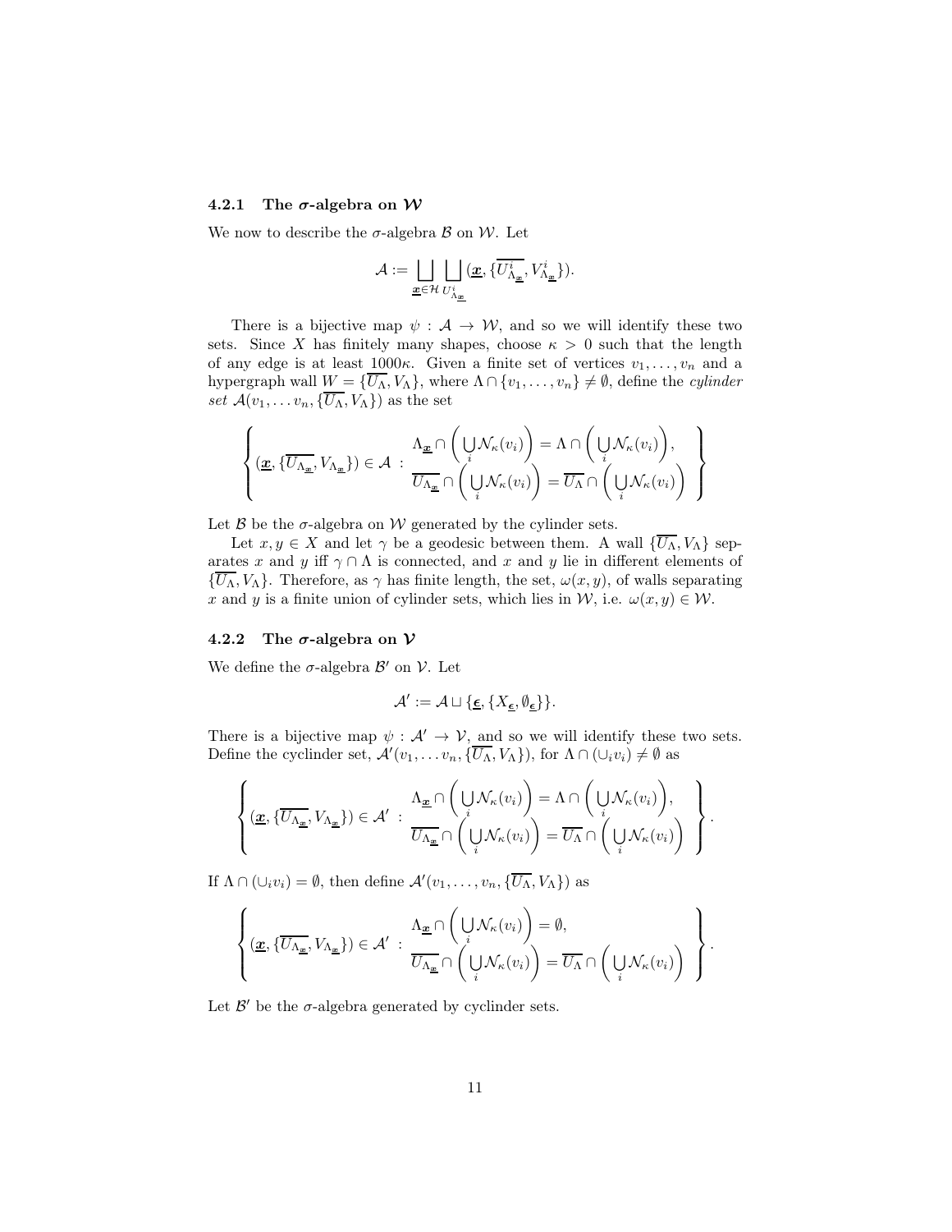### 4.2.1 The $\sigma$-algebra on $\mathcal{W}$

We now to describe the $\sigma$-algebra $\mathcal{B}$ on $\mathcal{W}$. Let

$$\mathcal{A} := \bigsqcup_{\underline{\boldsymbol{x}} \in \mathcal{H}} \bigsqcup_{U^i_{\Lambda_{\underline{\boldsymbol{x}}}}} (\underline{\boldsymbol{x}}, \{\overline{U^i_{\Lambda_{\underline{\boldsymbol{x}}}}}, V^i_{\Lambda_{\underline{\boldsymbol{x}}}}\}).$$

There is a bijective map $\psi : \mathcal{A} \to \mathcal{W}$, and so we will identify these two sets. Since $X$ has finitely many shapes, choose $\kappa > 0$ such that the length of any edge is at least $1000\kappa$. Given a finite set of vertices $v_1, \ldots, v_n$ and a hypergraph wall $W = \{\overline{U_\Lambda}, V_\Lambda\}$, where $\Lambda \cap \{v_1, \ldots, v_n\} \neq \emptyset$, define the *cylinder set* $\mathcal{A}(v_1, \ldots v_n, \{\overline{U_\Lambda}, V_\Lambda\})$ as the set

$$\left\{ (\underline{\boldsymbol{x}}, \{\overline{U_{\Lambda_{\underline{\boldsymbol{x}}}}}, V_{\Lambda_{\underline{\boldsymbol{x}}}}\}) \in \mathcal{A} \ : \ \begin{array}{l} \Lambda_{\underline{\boldsymbol{x}}} \cap \left( \bigcup_i \mathcal{N}_\kappa(v_i) \right) = \Lambda \cap \left( \bigcup_i \mathcal{N}_\kappa(v_i) \right), \\ \overline{U_{\Lambda_{\underline{\boldsymbol{x}}}}} \cap \left( \bigcup_i \mathcal{N}_\kappa(v_i) \right) = \overline{U_\Lambda} \cap \left( \bigcup_i \mathcal{N}_\kappa(v_i) \right) \end{array} \right\}$$

Let $\mathcal{B}$ be the $\sigma$-algebra on $\mathcal{W}$ generated by the cylinder sets.

Let $x, y \in X$ and let $\gamma$ be a geodesic between them. A wall $\{\overline{U_\Lambda}, V_\Lambda\}$ separates $x$ and $y$ iff $\gamma \cap \Lambda$ is connected, and $x$ and $y$ lie in different elements of $\{\overline{U_\Lambda}, V_\Lambda\}$. Therefore, as $\gamma$ has finite length, the set, $\omega(x, y)$, of walls separating $x$ and $y$ is a finite union of cylinder sets, which lies in $\mathcal{W}$, i.e. $\omega(x, y) \in \mathcal{W}$.

### 4.2.2 The $\sigma$-algebra on $\mathcal{V}$

We define the $\sigma$-algebra $\mathcal{B}'$ on $\mathcal{V}$. Let

$$\mathcal{A}' := \mathcal{A} \sqcup \{\underline{\boldsymbol{\epsilon}}, \{X_{\underline{\boldsymbol{\epsilon}}}, \emptyset_{\underline{\boldsymbol{\epsilon}}}\}\}.$$

There is a bijective map $\psi : \mathcal{A}' \to \mathcal{V}$, and so we will identify these two sets. Define the cyclinder set, $\mathcal{A}'(v_1, \ldots v_n, \{\overline{U_\Lambda}, V_\Lambda\})$, for $\Lambda \cap (\cup_i v_i) \neq \emptyset$ as

$$\left\{ (\underline{\boldsymbol{x}}, \{\overline{U_{\Lambda_{\underline{\boldsymbol{x}}}}}, V_{\Lambda_{\underline{\boldsymbol{x}}}}\}) \in \mathcal{A}' \ : \ \begin{array}{l} \Lambda_{\underline{\boldsymbol{x}}} \cap \left( \bigcup_i \mathcal{N}_\kappa(v_i) \right) = \Lambda \cap \left( \bigcup_i \mathcal{N}_\kappa(v_i) \right), \\ \overline{U_{\Lambda_{\underline{\boldsymbol{x}}}}} \cap \left( \bigcup_i \mathcal{N}_\kappa(v_i) \right) = \overline{U_\Lambda} \cap \left( \bigcup_i \mathcal{N}_\kappa(v_i) \right) \end{array} \right\}.$$

If $\Lambda \cap (\cup_i v_i) = \emptyset$, then define $\mathcal{A}'(v_1, \ldots, v_n, \{\overline{U_\Lambda}, V_\Lambda\})$ as

$$\left\{ (\underline{\boldsymbol{x}}, \{\overline{U_{\Lambda_{\underline{\boldsymbol{x}}}}}, V_{\Lambda_{\underline{\boldsymbol{x}}}}\}) \in \mathcal{A}' \ : \ \begin{array}{l} \Lambda_{\underline{\boldsymbol{x}}} \cap \left( \bigcup_i \mathcal{N}_\kappa(v_i) \right) = \emptyset, \\ \overline{U_{\Lambda_{\underline{\boldsymbol{x}}}}} \cap \left( \bigcup_i \mathcal{N}_\kappa(v_i) \right) = \overline{U_\Lambda} \cap \left( \bigcup_i \mathcal{N}_\kappa(v_i) \right) \end{array} \right\}.$$

Let $\mathcal{B}'$ be the $\sigma$-algebra generated by cyclinder sets.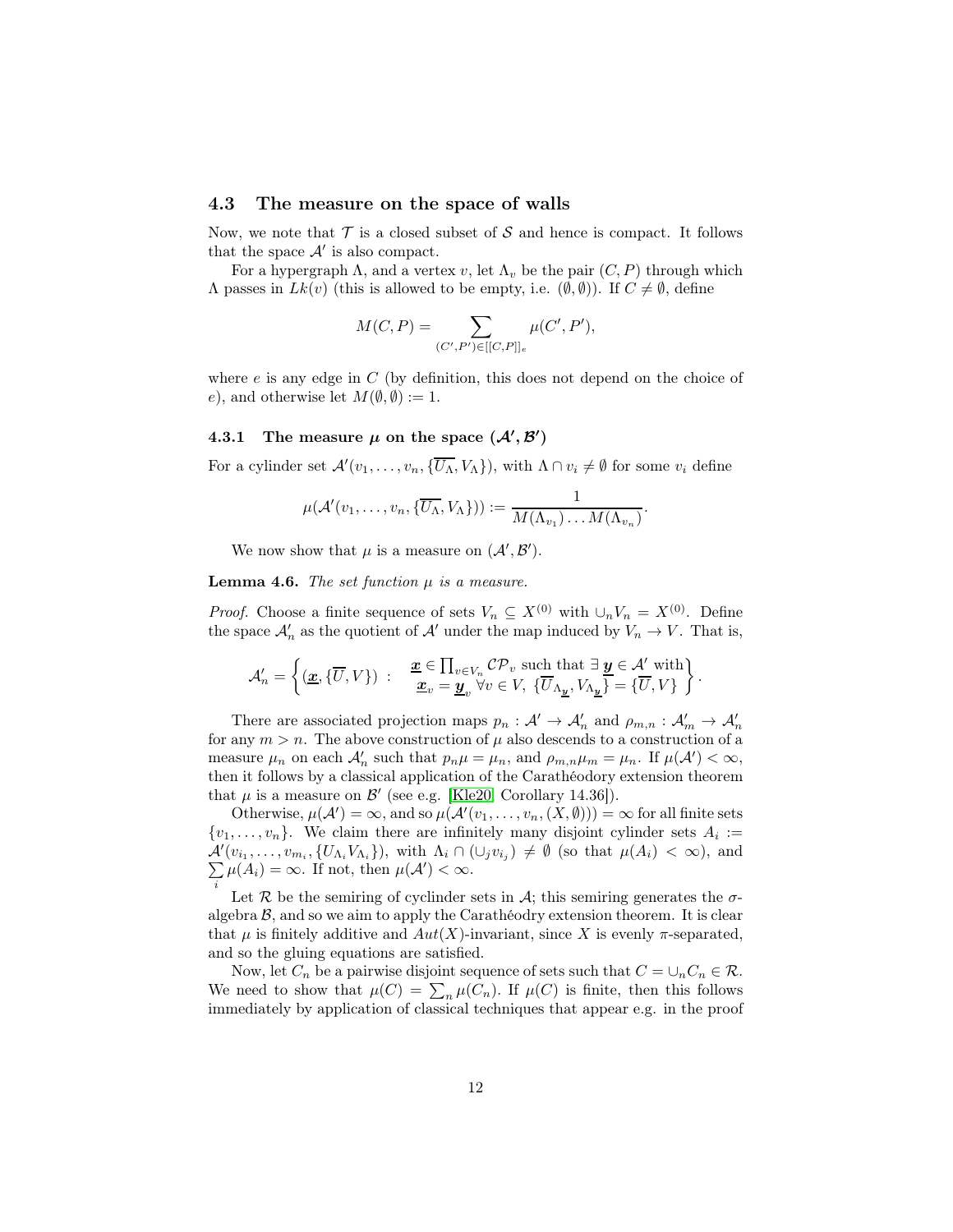### 4.3 The measure on the space of walls

Now, we note that $\mathcal{T}$ is a closed subset of $\mathcal{S}$ and hence is compact. It follows that the space $\mathcal{A}'$ is also compact.

For a hypergraph $\Lambda$, and a vertex $v$, let $\Lambda_v$ be the pair $(C, P)$ through which $\Lambda$ passes in $Lk(v)$ (this is allowed to be empty, i.e. $(\emptyset, \emptyset)$). If $C \neq \emptyset$, define

$$M(C,P) = \sum_{(C',P') \in [[C,P]]_e} \mu(C', P'),$$

where $e$ is any edge in $C$ (by definition, this does not depend on the choice of $e$), and otherwise let $M(\emptyset, \emptyset) := 1$.

#### 4.3.1 The measure $\mu$ on the space $(\mathcal{A}', \mathcal{B}')$

For a cylinder set $\mathcal{A}'(v_1, \ldots, v_n, \{\overline{U_\Lambda}, V_\Lambda\})$, with $\Lambda \cap v_i \neq \emptyset$ for some $v_i$ define

$$\mu(\mathcal{A}'(v_1, \ldots, v_n, \{\overline{U_\Lambda}, V_\Lambda\})) := \frac{1}{M(\Lambda_{v_1}) \ldots M(\Lambda_{v_n})}.$$

We now show that $\mu$ is a measure on $(\mathcal{A}', \mathcal{B}')$.

**Lemma 4.6.** *The set function $\mu$ is a measure.*

*Proof.* Choose a finite sequence of sets $V_n \subseteq X^{(0)}$ with $\cup_n V_n = X^{(0)}$. Define the space $\mathcal{A}'_n$ as the quotient of $\mathcal{A}'$ under the map induced by $V_n \to V$. That is,

$$\mathcal{A}'_n = \left\{ (\underline{\boldsymbol{x}}, \{\overline{U}, V\}) \ : \ \begin{array}{c} \underline{\boldsymbol{x}} \in \prod_{v \in V_n} \mathcal{CP}_v \text{ such that } \exists\, \underline{\boldsymbol{y}} \in \mathcal{A}' \text{ with} \\ \underline{\boldsymbol{x}}_v = \underline{\boldsymbol{y}}_v \ \forall v \in V, \ \{\overline{U}_{\Lambda_{\underline{\boldsymbol{y}}}}, V_{\Lambda_{\underline{\boldsymbol{y}}}}\} = \{\overline{U}, V\} \end{array} \right\}.$$

There are associated projection maps $p_n : \mathcal{A}' \to \mathcal{A}'_n$ and $\rho_{m,n} : \mathcal{A}'_m \to \mathcal{A}'_n$ for any $m > n$. The above construction of $\mu$ also descends to a construction of a measure $\mu_n$ on each $\mathcal{A}'_n$ such that $p_n \mu = \mu_n$, and $\rho_{m,n}\mu_m = \mu_n$. If $\mu(\mathcal{A}') < \infty$, then it follows by a classical application of the Carathéodory extension theorem that $\mu$ is a measure on $\mathcal{B}'$ (see e.g. [Kle20, Corollary 14.36]).

Otherwise, $\mu(\mathcal{A}') = \infty$, and so $\mu(\mathcal{A}'(v_1, \ldots, v_n, (X, \emptyset))) = \infty$ for all finite sets $\{v_1, \ldots, v_n\}$. We claim there are infinitely many disjoint cylinder sets $A_i := \mathcal{A}'(v_{i_1}, \ldots, v_{m_i}, \{U_{\Lambda_i} V_{\Lambda_i}\})$, with $\Lambda_i \cap (\cup_j v_{i_j}) \neq \emptyset$ (so that $\mu(A_i) < \infty$), and $\sum_i \mu(A_i) = \infty$. If not, then $\mu(\mathcal{A}') < \infty$.

Let $\mathcal{R}$ be the semiring of cyclinder sets in $\mathcal{A}$; this semiring generates the $\sigma$-algebra $\mathcal{B}$, and so we aim to apply the Carathéodry extension theorem. It is clear that $\mu$ is finitely additive and $Aut(X)$-invariant, since $X$ is evenly $\pi$-separated, and so the gluing equations are satisfied.

Now, let $C_n$ be a pairwise disjoint sequence of sets such that $C = \cup_n C_n \in \mathcal{R}$. We need to show that $\mu(C) = \sum_n \mu(C_n)$. If $\mu(C)$ is finite, then this follows immediately by application of classical techniques that appear e.g. in the proof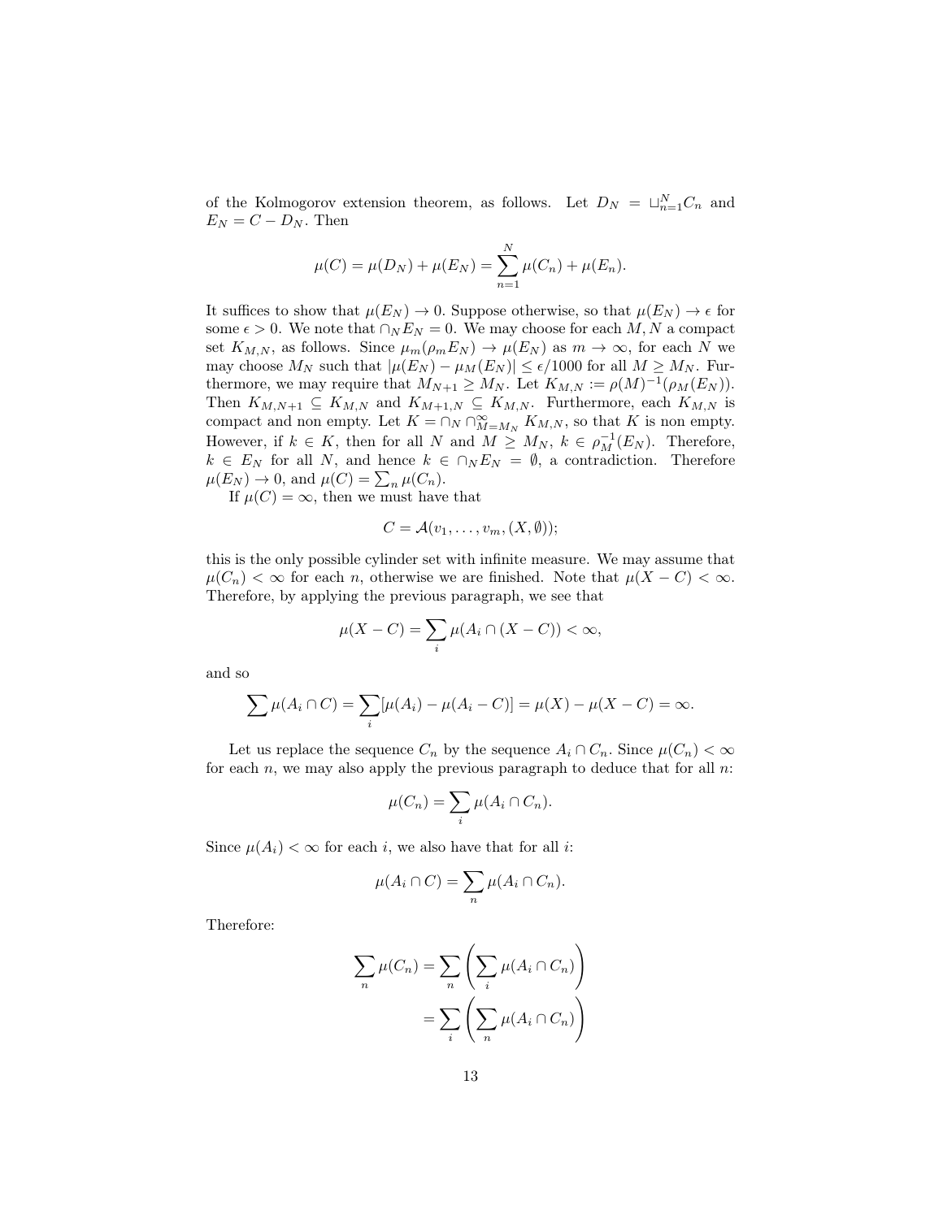of the Kolmogorov extension theorem, as follows. Let $D_N = \sqcup_{n=1}^N C_n$ and $E_N = C - D_N$. Then

$$\mu(C) = \mu(D_N) + \mu(E_N) = \sum_{n=1}^N \mu(C_n) + \mu(E_n).$$

It suffices to show that $\mu(E_N) \to 0$. Suppose otherwise, so that $\mu(E_N) \to \epsilon$ for some $\epsilon > 0$. We note that $\cap_N E_N = 0$. We may choose for each $M, N$ a compact set $K_{M,N}$, as follows. Since $\mu_m(\rho_m E_N) \to \mu(E_N)$ as $m \to \infty$, for each $N$ we may choose $M_N$ such that $|\mu(E_N) - \mu_M(E_N)| \leq \epsilon/1000$ for all $M \geq M_N$. Furthermore, we may require that $M_{N+1} \geq M_N$. Let $K_{M,N} := \rho(M)^{-1}(\rho_M(E_N))$. Then $K_{M,N+1} \subseteq K_{M,N}$ and $K_{M+1,N} \subseteq K_{M,N}$. Furthermore, each $K_{M,N}$ is compact and non empty. Let $K = \cap_N \cap_{M=M_N}^\infty K_{M,N}$, so that $K$ is non empty. However, if $k \in K$, then for all $N$ and $M \geq M_N$, $k \in \rho_M^{-1}(E_N)$. Therefore, $k \in E_N$ for all $N$, and hence $k \in \cap_N E_N = \emptyset$, a contradiction. Therefore $\mu(E_N) \to 0$, and $\mu(C) = \sum_n \mu(C_n)$.

If $\mu(C) = \infty$, then we must have that

$$C = \mathcal{A}(v_1, \dots, v_m, (X, \emptyset));$$

this is the only possible cylinder set with infinite measure. We may assume that $\mu(C_n) < \infty$ for each $n$, otherwise we are finished. Note that $\mu(X - C) < \infty$. Therefore, by applying the previous paragraph, we see that

$$\mu(X - C) = \sum_i \mu(A_i \cap (X - C)) < \infty,$$

and so

$$\sum \mu(A_i \cap C) = \sum_i [\mu(A_i) - \mu(A_i - C)] = \mu(X) - \mu(X - C) = \infty.$$

Let us replace the sequence $C_n$ by the sequence $A_i \cap C_n$. Since $\mu(C_n) < \infty$ for each $n$, we may also apply the previous paragraph to deduce that for all $n$:

$$\mu(C_n) = \sum_i \mu(A_i \cap C_n).$$

Since $\mu(A_i) < \infty$ for each $i$, we also have that for all $i$:

$$\mu(A_i \cap C) = \sum_n \mu(A_i \cap C_n).$$

Therefore:

$$\begin{aligned}
\sum_n \mu(C_n) &= \sum_n \left( \sum_i \mu(A_i \cap C_n) \right) \\
&= \sum_i \left( \sum_n \mu(A_i \cap C_n) \right)
\end{aligned}$$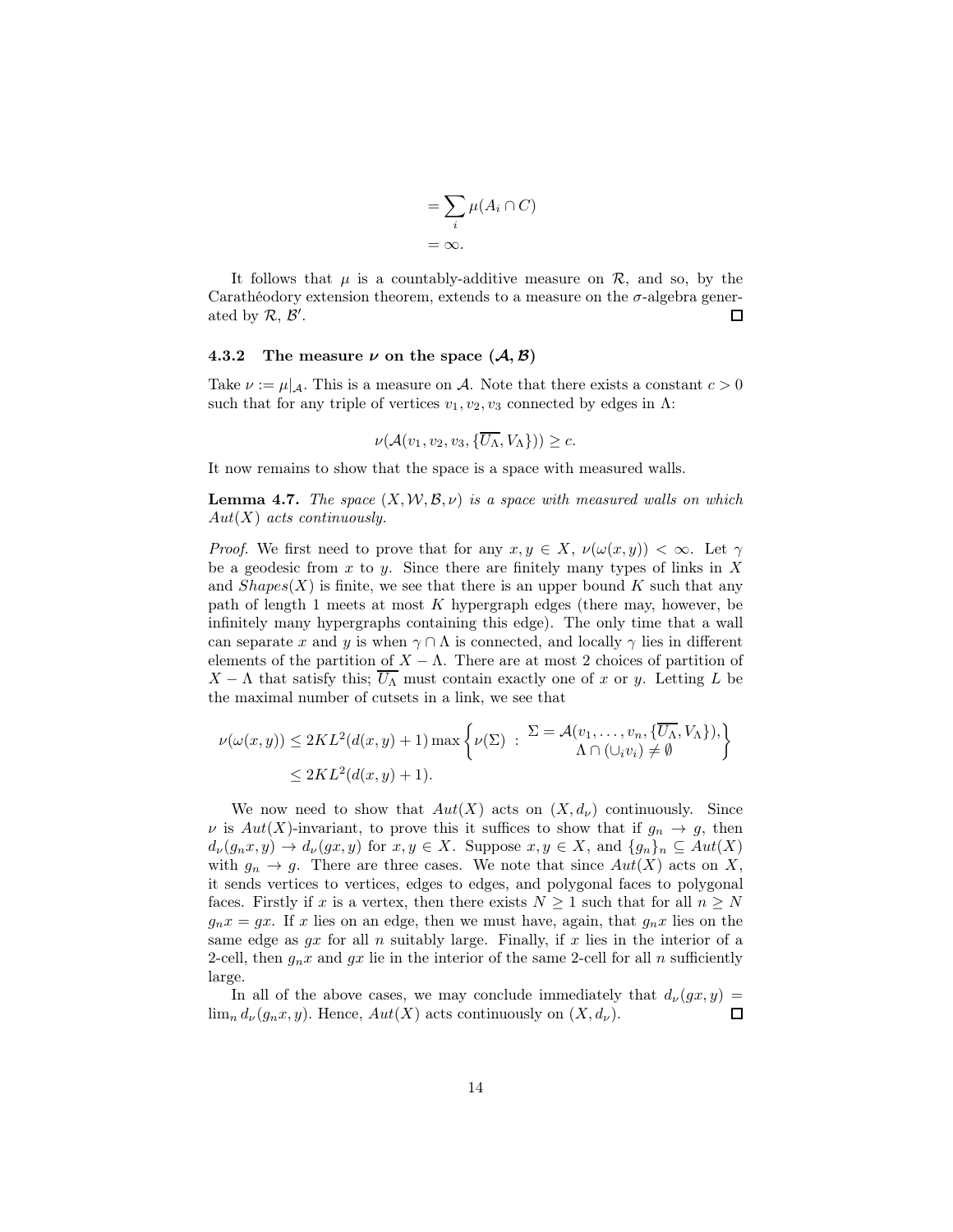$$= \sum_i \mu(A_i \cap C)$$
$$= \infty.$$

It follows that $\mu$ is a countably-additive measure on $\mathcal{R}$, and so, by the Carathéodory extension theorem, extends to a measure on the $\sigma$-algebra generated by $\mathcal{R}$, $\mathcal{B}'$. $\square$

### 4.3.2 The measure $\nu$ on the space $(\mathcal{A}, \mathcal{B})$

Take $\nu := \mu|_{\mathcal{A}}$. This is a measure on $\mathcal{A}$. Note that there exists a constant $c > 0$ such that for any triple of vertices $v_1, v_2, v_3$ connected by edges in $\Lambda$:

$$\nu(\mathcal{A}(v_1, v_2, v_3, \{\overline{U_\Lambda}, V_\Lambda\})) \geq c.$$

It now remains to show that the space is a space with measured walls.

**Lemma 4.7.** *The space $(X, \mathcal{W}, \mathcal{B}, \nu)$ is a space with measured walls on which $Aut(X)$ acts continuously.*

*Proof.* We first need to prove that for any $x, y \in X$, $\nu(\omega(x, y)) < \infty$. Let $\gamma$ be a geodesic from $x$ to $y$. Since there are finitely many types of links in $X$ and $Shapes(X)$ is finite, we see that there is an upper bound $K$ such that any path of length 1 meets at most $K$ hypergraph edges (there may, however, be infinitely many hypergraphs containing this edge). The only time that a wall can separate $x$ and $y$ is when $\gamma \cap \Lambda$ is connected, and locally $\gamma$ lies in different elements of the partition of $X - \Lambda$. There are at most 2 choices of partition of $X - \Lambda$ that satisfy this; $\overline{U_\Lambda}$ must contain exactly one of $x$ or $y$. Letting $L$ be the maximal number of cutsets in a link, we see that

$$\nu(\omega(x,y)) \leq 2KL^2(d(x,y)+1) \max \left\{ \nu(\Sigma) \ : \ \begin{array}{c} \Sigma = \mathcal{A}(v_1, \ldots, v_n, \{\overline{U_\Lambda}, V_\Lambda\}), \\ \Lambda \cap (\cup_i v_i) \neq \emptyset \end{array} \right\}$$
$$\leq 2KL^2(d(x,y)+1).$$

We now need to show that $Aut(X)$ acts on $(X, d_\nu)$ continuously. Since $\nu$ is $Aut(X)$-invariant, to prove this it suffices to show that if $g_n \to g$, then $d_\nu(g_n x, y) \to d_\nu(gx, y)$ for $x, y \in X$. Suppose $x, y \in X$, and $\{g_n\}_n \subseteq Aut(X)$ with $g_n \to g$. There are three cases. We note that since $Aut(X)$ acts on $X$, it sends vertices to vertices, edges to edges, and polygonal faces to polygonal faces. Firstly if $x$ is a vertex, then there exists $N \geq 1$ such that for all $n \geq N$ $g_n x = gx$. If $x$ lies on an edge, then we must have, again, that $g_n x$ lies on the same edge as $gx$ for all $n$ suitably large. Finally, if $x$ lies in the interior of a 2-cell, then $g_n x$ and $gx$ lie in the interior of the same 2-cell for all $n$ sufficiently large.

In all of the above cases, we may conclude immediately that $d_\nu(gx, y) = \lim_n d_\nu(g_n x, y)$. Hence, $Aut(X)$ acts continuously on $(X, d_\nu)$. $\square$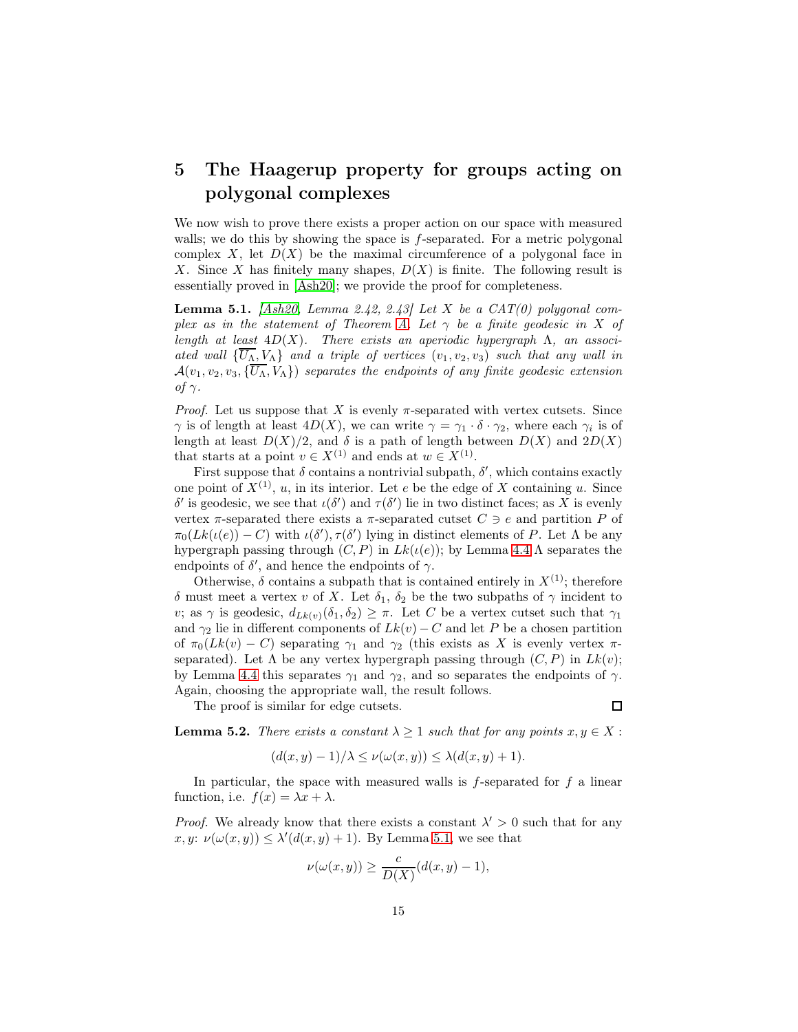# 5 The Haagerup property for groups acting on polygonal complexes

We now wish to prove there exists a proper action on our space with measured walls; we do this by showing the space is $f$-separated. For a metric polygonal complex $X$, let $D(X)$ be the maximal circumference of a polygonal face in $X$. Since $X$ has finitely many shapes, $D(X)$ is finite. The following result is essentially proved in [Ash20]; we provide the proof for completeness.

**Lemma 5.1.** *[Ash20, Lemma 2.42, 2.43] Let $X$ be a CAT(0) polygonal complex as in the statement of Theorem A. Let $\gamma$ be a finite geodesic in $X$ of length at least $4D(X)$. There exists an aperiodic hypergraph $\Lambda$, an associated wall $\{\overline{U_\Lambda}, V_\Lambda\}$ and a triple of vertices $(v_1, v_2, v_3)$ such that any wall in $\mathcal{A}(v_1, v_2, v_3, \{\overline{U_\Lambda}, V_\Lambda\})$ separates the endpoints of any finite geodesic extension of $\gamma$.*

*Proof.* Let us suppose that $X$ is evenly $\pi$-separated with vertex cutsets. Since $\gamma$ is of length at least $4D(X)$, we can write $\gamma = \gamma_1 \cdot \delta \cdot \gamma_2$, where each $\gamma_i$ is of length at least $D(X)/2$, and $\delta$ is a path of length between $D(X)$ and $2D(X)$ that starts at a point $v \in X^{(1)}$ and ends at $w \in X^{(1)}$.

First suppose that $\delta$ contains a nontrivial subpath, $\delta'$, which contains exactly one point of $X^{(1)}$, $u$, in its interior. Let $e$ be the edge of $X$ containing $u$. Since $\delta'$ is geodesic, we see that $\iota(\delta')$ and $\tau(\delta')$ lie in two distinct faces; as $X$ is evenly vertex $\pi$-separated there exists a $\pi$-separated cutset $C \ni e$ and partition $P$ of $\pi_0(Lk(\iota(e)) - C)$ with $\iota(\delta'), \tau(\delta')$ lying in distinct elements of $P$. Let $\Lambda$ be any hypergraph passing through $(C, P)$ in $Lk(\iota(e))$; by Lemma 4.4 $\Lambda$ separates the endpoints of $\delta'$, and hence the endpoints of $\gamma$.

Otherwise, $\delta$ contains a subpath that is contained entirely in $X^{(1)}$; therefore $\delta$ must meet a vertex $v$ of $X$. Let $\delta_1$, $\delta_2$ be the two subpaths of $\gamma$ incident to $v$; as $\gamma$ is geodesic, $d_{Lk(v)}(\delta_1, \delta_2) \geq \pi$. Let $C$ be a vertex cutset such that $\gamma_1$ and $\gamma_2$ lie in different components of $Lk(v) - C$ and let $P$ be a chosen partition of $\pi_0(Lk(v) - C)$ separating $\gamma_1$ and $\gamma_2$ (this exists as $X$ is evenly vertex $\pi$-separated). Let $\Lambda$ be any vertex hypergraph passing through $(C, P)$ in $Lk(v)$; by Lemma 4.4 this separates $\gamma_1$ and $\gamma_2$, and so separates the endpoints of $\gamma$. Again, choosing the appropriate wall, the result follows.

The proof is similar for edge cutsets. $\square$

**Lemma 5.2.** *There exists a constant $\lambda \geq 1$ such that for any points $x, y \in X$ :*

$$(d(x, y) - 1)/\lambda \leq \nu(\omega(x, y)) \leq \lambda(d(x, y) + 1).$$

In particular, the space with measured walls is $f$-separated for $f$ a linear function, i.e. $f(x) = \lambda x + \lambda$.

*Proof.* We already know that there exists a constant $\lambda' > 0$ such that for any $x, y$: $\nu(\omega(x, y)) \leq \lambda'(d(x, y) + 1)$. By Lemma 5.1, we see that

$$\nu(\omega(x, y)) \geq \frac{c}{D(X)}(d(x, y) - 1),$$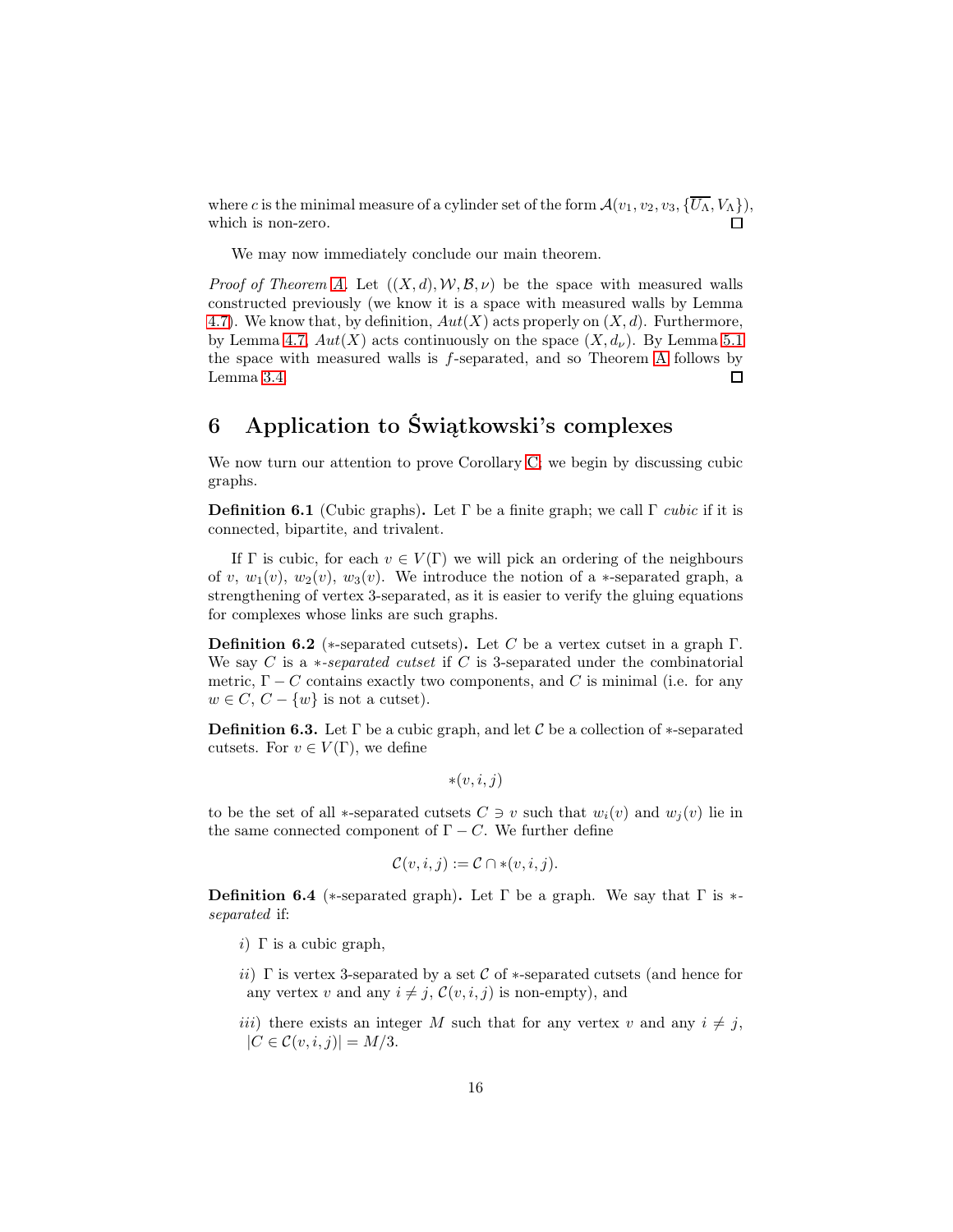where $c$ is the minimal measure of a cylinder set of the form $\mathcal{A}(v_1, v_2, v_3, \{\overline{U_\Lambda}, V_\Lambda\})$, which is non-zero. □

We may now immediately conclude our main theorem.

*Proof of Theorem A.* Let $((X, d), \mathcal{W}, \mathcal{B}, \nu)$ be the space with measured walls constructed previously (we know it is a space with measured walls by Lemma 4.7). We know that, by definition, $Aut(X)$ acts properly on $(X, d)$. Furthermore, by Lemma 4.7, $Aut(X)$ acts continuously on the space $(X, d_\nu)$. By Lemma 5.1 the space with measured walls is $f$-separated, and so Theorem A follows by Lemma 3.4. □

## 6 Application to Świątkowski's complexes

We now turn our attention to prove Corollary C; we begin by discussing cubic graphs.

**Definition 6.1** (Cubic graphs)**.** Let $\Gamma$ be a finite graph; we call $\Gamma$ *cubic* if it is connected, bipartite, and trivalent.

If $\Gamma$ is cubic, for each $v \in V(\Gamma)$ we will pick an ordering of the neighbours of $v$, $w_1(v)$, $w_2(v)$, $w_3(v)$. We introduce the notion of a $*$-separated graph, a strengthening of vertex 3-separated, as it is easier to verify the gluing equations for complexes whose links are such graphs.

**Definition 6.2** ($*$-separated cutsets)**.** Let $C$ be a vertex cutset in a graph $\Gamma$. We say $C$ is a *$*$-separated cutset* if $C$ is 3-separated under the combinatorial metric, $\Gamma - C$ contains exactly two components, and $C$ is minimal (i.e. for any $w \in C$, $C - \{w\}$ is not a cutset).

**Definition 6.3.** Let $\Gamma$ be a cubic graph, and let $\mathcal{C}$ be a collection of $*$-separated cutsets. For $v \in V(\Gamma)$, we define

$$*(v, i, j)$$

to be the set of all $*$-separated cutsets $C \ni v$ such that $w_i(v)$ and $w_j(v)$ lie in the same connected component of $\Gamma - C$. We further define

$$\mathcal{C}(v, i, j) := \mathcal{C} \cap *(v, i, j).$$

**Definition 6.4** ($*$-separated graph)**.** Let $\Gamma$ be a graph. We say that $\Gamma$ is *$*$-separated* if:

*i)* $\Gamma$ is a cubic graph,

*ii)* $\Gamma$ is vertex 3-separated by a set $\mathcal{C}$ of $*$-separated cutsets (and hence for any vertex $v$ and any $i \neq j$, $\mathcal{C}(v, i, j)$ is non-empty), and

*iii)* there exists an integer $M$ such that for any vertex $v$ and any $i \neq j$, $|C \in \mathcal{C}(v, i, j)| = M/3$.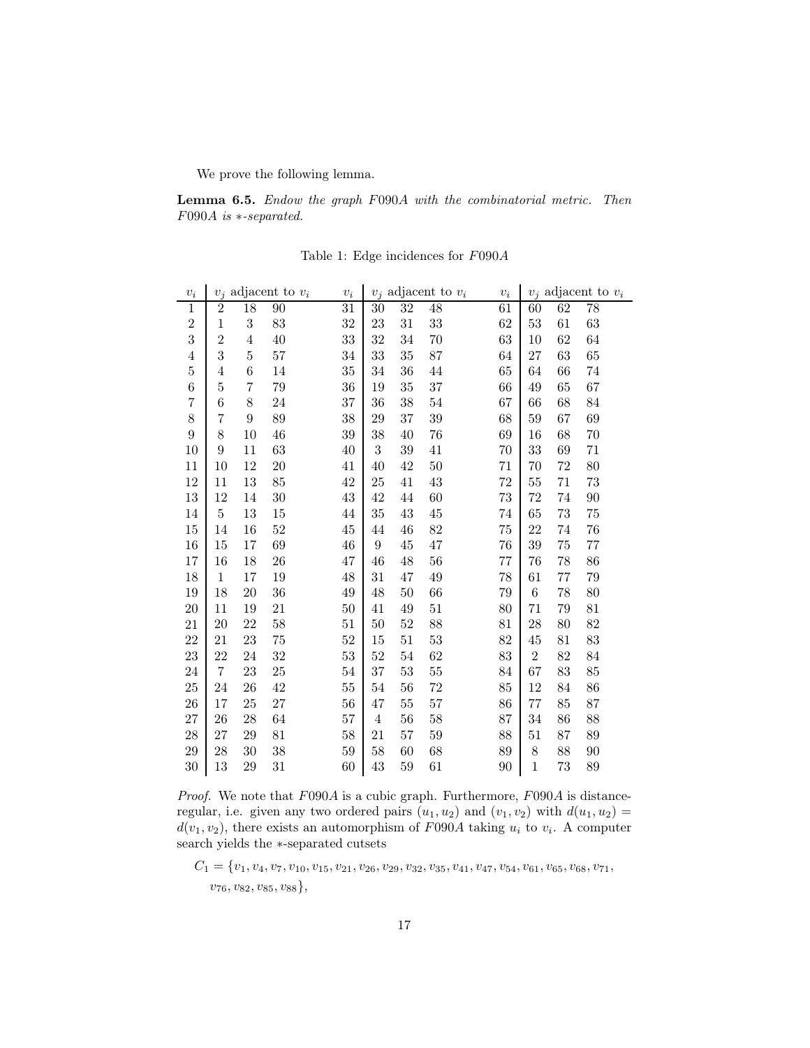We prove the following lemma.

**Lemma 6.5.** *Endow the graph $F090A$ with the combinatorial metric. Then $F090A$ is $*$-separated.*

Table 1: Edge incidences for $F090A$

| $v_i$ | $v_j$ adjacent to $v_i$ | | | $v_i$ | $v_j$ adjacent to $v_i$ | | | $v_i$ | $v_j$ adjacent to $v_i$ | | |
|---|---|---|---|---|---|---|---|---|---|---|---|
| 1 | 2 | 18 | 90 | 31 | 30 | 32 | 48 | 61 | 60 | 62 | 78 |
| 2 | 1 | 3 | 83 | 32 | 23 | 31 | 33 | 62 | 53 | 61 | 63 |
| 3 | 2 | 4 | 40 | 33 | 32 | 34 | 70 | 63 | 10 | 62 | 64 |
| 4 | 3 | 5 | 57 | 34 | 33 | 35 | 87 | 64 | 27 | 63 | 65 |
| 5 | 4 | 6 | 14 | 35 | 34 | 36 | 44 | 65 | 64 | 66 | 74 |
| 6 | 5 | 7 | 79 | 36 | 19 | 35 | 37 | 66 | 49 | 65 | 67 |
| 7 | 6 | 8 | 24 | 37 | 36 | 38 | 54 | 67 | 66 | 68 | 84 |
| 8 | 7 | 9 | 89 | 38 | 29 | 37 | 39 | 68 | 59 | 67 | 69 |
| 9 | 8 | 10 | 46 | 39 | 38 | 40 | 76 | 69 | 16 | 68 | 70 |
| 10 | 9 | 11 | 63 | 40 | 3 | 39 | 41 | 70 | 33 | 69 | 71 |
| 11 | 10 | 12 | 20 | 41 | 40 | 42 | 50 | 71 | 70 | 72 | 80 |
| 12 | 11 | 13 | 85 | 42 | 25 | 41 | 43 | 72 | 55 | 71 | 73 |
| 13 | 12 | 14 | 30 | 43 | 42 | 44 | 60 | 73 | 72 | 74 | 90 |
| 14 | 5 | 13 | 15 | 44 | 35 | 43 | 45 | 74 | 65 | 73 | 75 |
| 15 | 14 | 16 | 52 | 45 | 44 | 46 | 82 | 75 | 22 | 74 | 76 |
| 16 | 15 | 17 | 69 | 46 | 9 | 45 | 47 | 76 | 39 | 75 | 77 |
| 17 | 16 | 18 | 26 | 47 | 46 | 48 | 56 | 77 | 76 | 78 | 86 |
| 18 | 1 | 17 | 19 | 48 | 31 | 47 | 49 | 78 | 61 | 77 | 79 |
| 19 | 18 | 20 | 36 | 49 | 48 | 50 | 66 | 79 | 6 | 78 | 80 |
| 20 | 11 | 19 | 21 | 50 | 41 | 49 | 51 | 80 | 71 | 79 | 81 |
| 21 | 20 | 22 | 58 | 51 | 50 | 52 | 88 | 81 | 28 | 80 | 82 |
| 22 | 21 | 23 | 75 | 52 | 15 | 51 | 53 | 82 | 45 | 81 | 83 |
| 23 | 22 | 24 | 32 | 53 | 52 | 54 | 62 | 83 | 2 | 82 | 84 |
| 24 | 7 | 23 | 25 | 54 | 37 | 53 | 55 | 84 | 67 | 83 | 85 |
| 25 | 24 | 26 | 42 | 55 | 54 | 56 | 72 | 85 | 12 | 84 | 86 |
| 26 | 17 | 25 | 27 | 56 | 47 | 55 | 57 | 86 | 77 | 85 | 87 |
| 27 | 26 | 28 | 64 | 57 | 4 | 56 | 58 | 87 | 34 | 86 | 88 |
| 28 | 27 | 29 | 81 | 58 | 21 | 57 | 59 | 88 | 51 | 87 | 89 |
| 29 | 28 | 30 | 38 | 59 | 58 | 60 | 68 | 89 | 8 | 88 | 90 |
| 30 | 13 | 29 | 31 | 60 | 43 | 59 | 61 | 90 | 1 | 73 | 89 |

*Proof.* We note that $F090A$ is a cubic graph. Furthermore, $F090A$ is distance-regular, i.e. given any two ordered pairs $(u_1, u_2)$ and $(v_1, v_2)$ with $d(u_1, u_2) = d(v_1, v_2)$, there exists an automorphism of $F090A$ taking $u_i$ to $v_i$. A computer search yields the $*$-separated cutsets

$$C_1 = \{v_1, v_4, v_7, v_{10}, v_{15}, v_{21}, v_{26}, v_{29}, v_{32}, v_{35}, v_{41}, v_{47}, v_{54}, v_{61}, v_{65}, v_{68}, v_{71}, v_{76}, v_{82}, v_{85}, v_{88}\},$$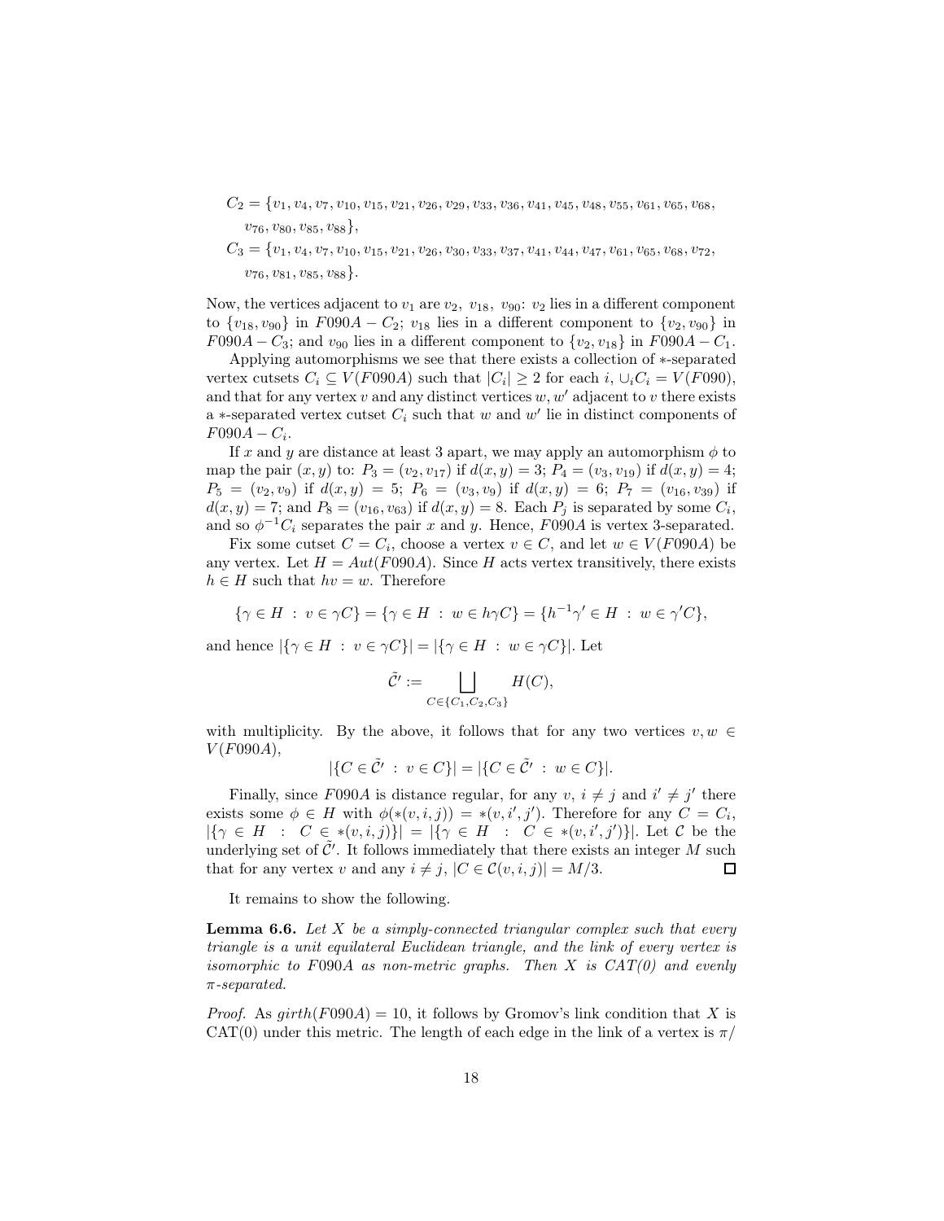$$C_2 = \{v_1, v_4, v_7, v_{10}, v_{15}, v_{21}, v_{26}, v_{29}, v_{33}, v_{36}, v_{41}, v_{45}, v_{48}, v_{55}, v_{61}, v_{65}, v_{68}, v_{76}, v_{80}, v_{85}, v_{88}\},$$

$$C_3 = \{v_1, v_4, v_7, v_{10}, v_{15}, v_{21}, v_{26}, v_{30}, v_{33}, v_{37}, v_{41}, v_{44}, v_{47}, v_{61}, v_{65}, v_{68}, v_{72}, v_{76}, v_{81}, v_{85}, v_{88}\}.$$

Now, the vertices adjacent to $v_1$ are $v_2$, $v_{18}$, $v_{90}$: $v_2$ lies in a different component to $\{v_{18}, v_{90}\}$ in $F090A - C_2$; $v_{18}$ lies in a different component to $\{v_2, v_{90}\}$ in $F090A - C_3$; and $v_{90}$ lies in a different component to $\{v_2, v_{18}\}$ in $F090A - C_1$.

Applying automorphisms we see that there exists a collection of $*$-separated vertex cutsets $C_i \subseteq V(F090A)$ such that $|C_i| \geq 2$ for each $i$, $\cup_i C_i = V(F090)$, and that for any vertex $v$ and any distinct vertices $w, w'$ adjacent to $v$ there exists a $*$-separated vertex cutset $C_i$ such that $w$ and $w'$ lie in distinct components of $F090A - C_i$.

If $x$ and $y$ are distance at least 3 apart, we may apply an automorphism $\phi$ to map the pair $(x, y)$ to: $P_3 = (v_2, v_{17})$ if $d(x, y) = 3$; $P_4 = (v_3, v_{19})$ if $d(x, y) = 4$; $P_5 = (v_2, v_9)$ if $d(x, y) = 5$; $P_6 = (v_3, v_9)$ if $d(x, y) = 6$; $P_7 = (v_{16}, v_{39})$ if $d(x, y) = 7$; and $P_8 = (v_{16}, v_{63})$ if $d(x, y) = 8$. Each $P_j$ is separated by some $C_i$, and so $\phi^{-1}C_i$ separates the pair $x$ and $y$. Hence, $F090A$ is vertex 3-separated.

Fix some cutset $C = C_i$, choose a vertex $v \in C$, and let $w \in V(F090A)$ be any vertex. Let $H = Aut(F090A)$. Since $H$ acts vertex transitively, there exists $h \in H$ such that $hv = w$. Therefore

$$\{\gamma \in H \ : \ v \in \gamma C\} = \{\gamma \in H \ : \ w \in h\gamma C\} = \{h^{-1}\gamma' \in H \ : \ w \in \gamma' C\},$$

and hence $|\{\gamma \in H \ : \ v \in \gamma C\}| = |\{\gamma \in H \ : \ w \in \gamma C\}|$. Let

$$\tilde{\mathcal{C}}' := \bigsqcup_{C \in \{C_1, C_2, C_3\}} H(C),$$

with multiplicity. By the above, it follows that for any two vertices $v, w \in V(F090A)$,

$$|\{C \in \tilde{\mathcal{C}}' \ : \ v \in C\}| = |\{C \in \tilde{\mathcal{C}}' \ : \ w \in C\}|.$$

Finally, since $F090A$ is distance regular, for any $v$, $i \neq j$ and $i' \neq j'$ there exists some $\phi \in H$ with $\phi(*(v, i, j)) = *(v, i', j')$. Therefore for any $C = C_i$, $|\{\gamma \in H \ : \ C \in *(v, i, j)\}| = |\{\gamma \in H \ : \ C \in *(v, i', j')\}|$. Let $\mathcal{C}$ be the underlying set of $\tilde{\mathcal{C}}'$. It follows immediately that there exists an integer $M$ such that for any vertex $v$ and any $i \neq j$, $|C \in \mathcal{C}(v, i, j)| = M/3$. $\square$

It remains to show the following.

**Lemma 6.6.** *Let $X$ be a simply-connected triangular complex such that every triangle is a unit equilateral Euclidean triangle, and the link of every vertex is isomorphic to $F090A$ as non-metric graphs. Then $X$ is CAT(0) and evenly $\pi$-separated.*

*Proof.* As $girth(F090A) = 10$, it follows by Gromov's link condition that $X$ is CAT(0) under this metric. The length of each edge in the link of a vertex is $\pi/$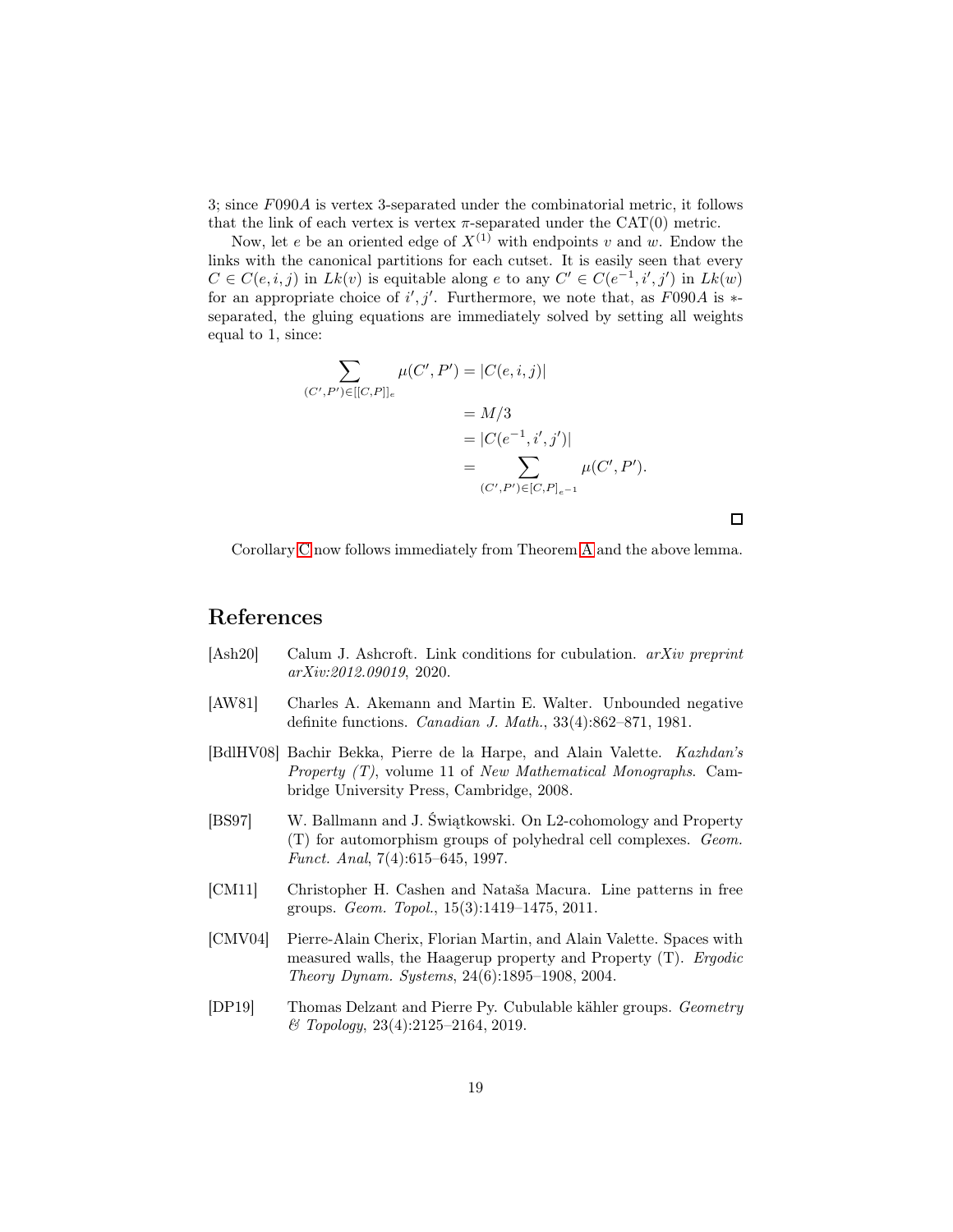3; since $F090A$ is vertex 3-separated under the combinatorial metric, it follows that the link of each vertex is vertex $\pi$-separated under the CAT(0) metric.

Now, let $e$ be an oriented edge of $X^{(1)}$ with endpoints $v$ and $w$. Endow the links with the canonical partitions for each cutset. It is easily seen that every $C \in C(e, i, j)$ in $Lk(v)$ is equitable along $e$ to any $C' \in C(e^{-1}, i', j')$ in $Lk(w)$ for an appropriate choice of $i', j'$. Furthermore, we note that, as $F090A$ is $*$-separated, the gluing equations are immediately solved by setting all weights equal to 1, since:

$$\begin{aligned}
\sum_{(C',P') \in [[C,P]]_e} \mu(C', P') &= |C(e, i, j)| \\
&= M/3 \\
&= |C(e^{-1}, i', j')| \\
&= \sum_{(C',P') \in [C,P]_{e^{-1}}} \mu(C', P').
\end{aligned}$$

□

Corollary C now follows immediately from Theorem A and the above lemma.

## References

[Ash20] Calum J. Ashcroft. Link conditions for cubulation. *arXiv preprint arXiv:2012.09019*, 2020.

[AW81] Charles A. Akemann and Martin E. Walter. Unbounded negative definite functions. *Canadian J. Math.*, 33(4):862–871, 1981.

[BdlHV08] Bachir Bekka, Pierre de la Harpe, and Alain Valette. *Kazhdan's Property (T)*, volume 11 of *New Mathematical Monographs*. Cambridge University Press, Cambridge, 2008.

[BS97] W. Ballmann and J. Świątkowski. On L2-cohomology and Property (T) for automorphism groups of polyhedral cell complexes. *Geom. Funct. Anal*, 7(4):615–645, 1997.

[CM11] Christopher H. Cashen and Nataša Macura. Line patterns in free groups. *Geom. Topol.*, 15(3):1419–1475, 2011.

[CMV04] Pierre-Alain Cherix, Florian Martin, and Alain Valette. Spaces with measured walls, the Haagerup property and Property (T). *Ergodic Theory Dynam. Systems*, 24(6):1895–1908, 2004.

[DP19] Thomas Delzant and Pierre Py. Cubulable kähler groups. *Geometry & Topology*, 23(4):2125–2164, 2019.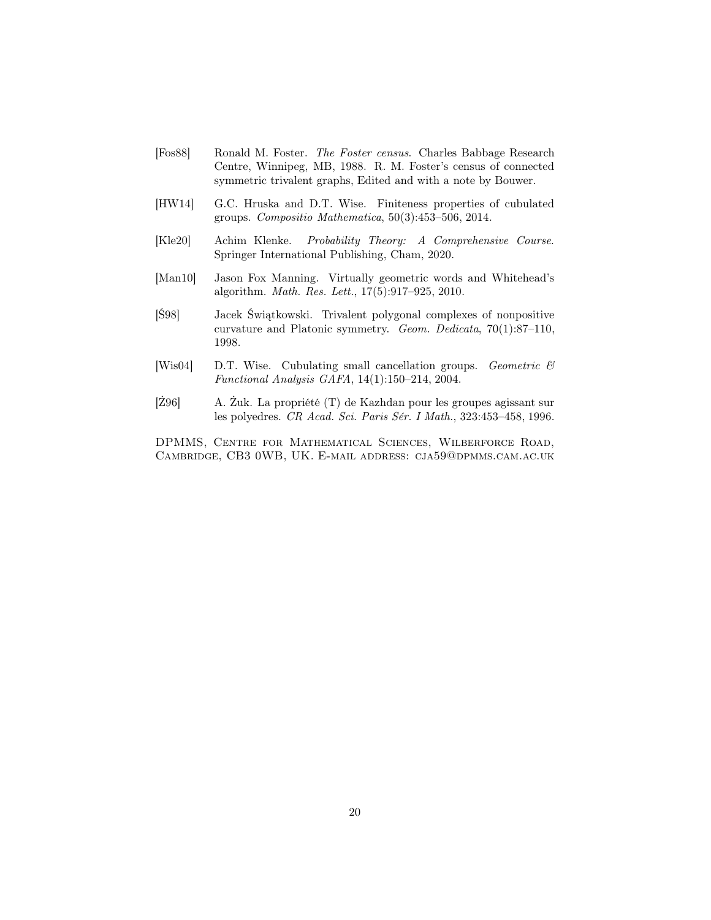[Fos88] Ronald M. Foster. *The Foster census*. Charles Babbage Research Centre, Winnipeg, MB, 1988. R. M. Foster's census of connected symmetric trivalent graphs, Edited and with a note by Bouwer.

[HW14] G.C. Hruska and D.T. Wise. Finiteness properties of cubulated groups. *Compositio Mathematica*, 50(3):453–506, 2014.

[Kle20] Achim Klenke. *Probability Theory: A Comprehensive Course*. Springer International Publishing, Cham, 2020.

[Man10] Jason Fox Manning. Virtually geometric words and Whitehead's algorithm. *Math. Res. Lett.*, 17(5):917–925, 2010.

[Ś98] Jacek Świątkowski. Trivalent polygonal complexes of nonpositive curvature and Platonic symmetry. *Geom. Dedicata*, 70(1):87–110, 1998.

[Wis04] D.T. Wise. Cubulating small cancellation groups. *Geometric & Functional Analysis GAFA*, 14(1):150–214, 2004.

[Ż96] A. Żuk. La propriété (T) de Kazhdan pour les groupes agissant sur les polyedres. *CR Acad. Sci. Paris Sér. I Math.*, 323:453–458, 1996.

DPMMS, Centre for Mathematical Sciences, Wilberforce Road, Cambridge, CB3 0WB, UK. E-mail address: cja59@dpmms.cam.ac.uk